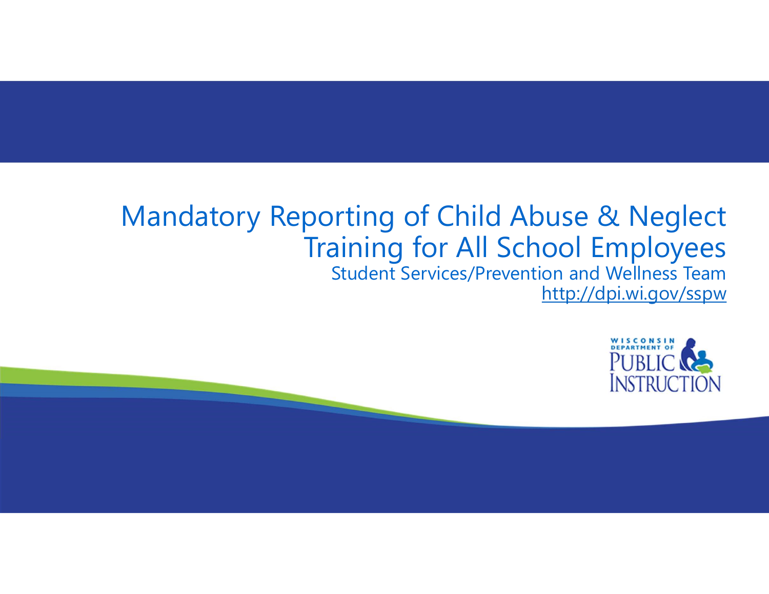# Mandatory Reporting of Child Abuse & Neglect Training for All School Employees

Student Services/Prevention and Wellness Team

http://dpi.wi.gov/sspw

WISCONSIN DEPARTMENT OF PUBLIC INSTRUCTION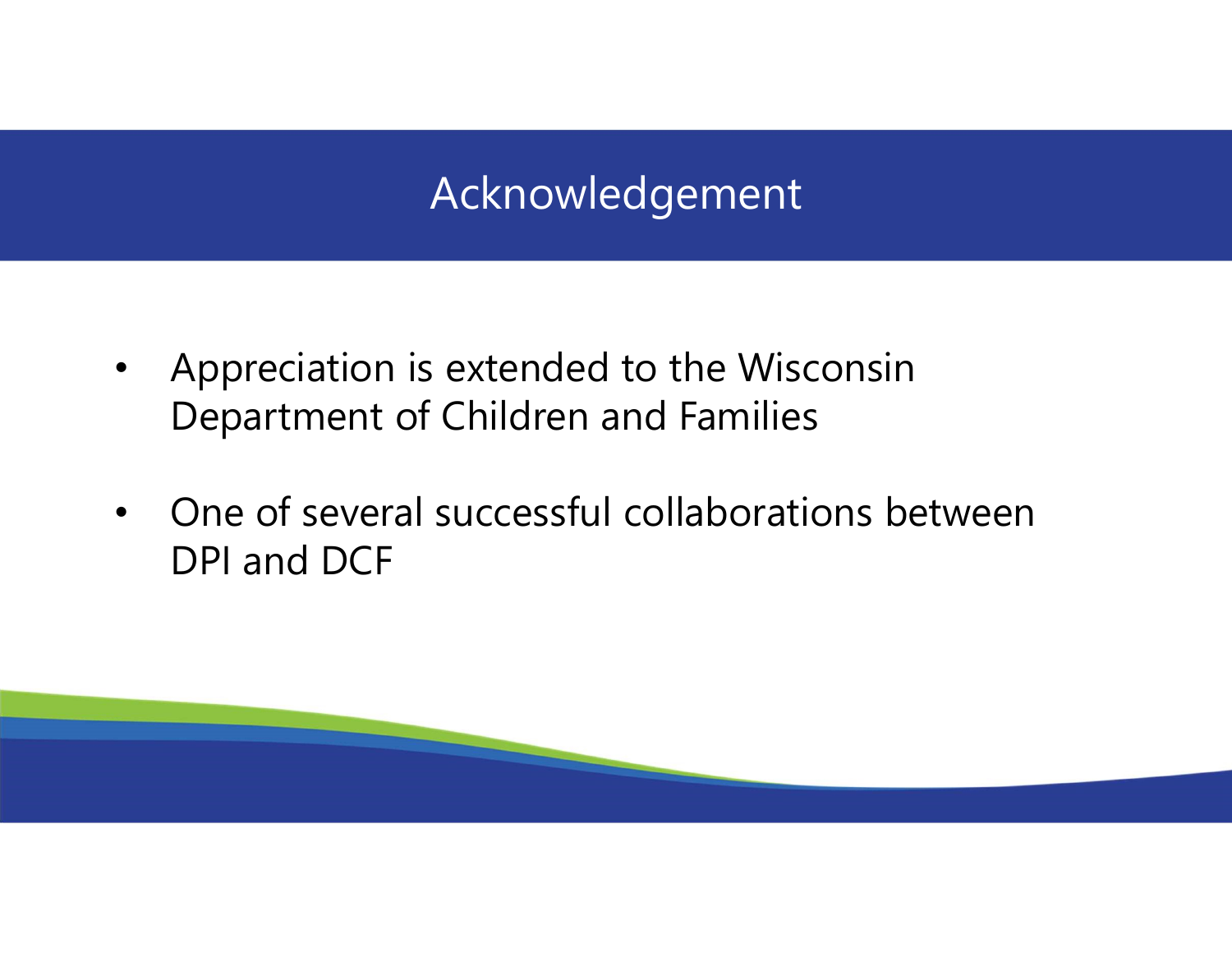# Acknowledgement

- Appreciation is extended to the Wisconsin Department of Children and Families
- One of several successful collaborations between DPI and DCF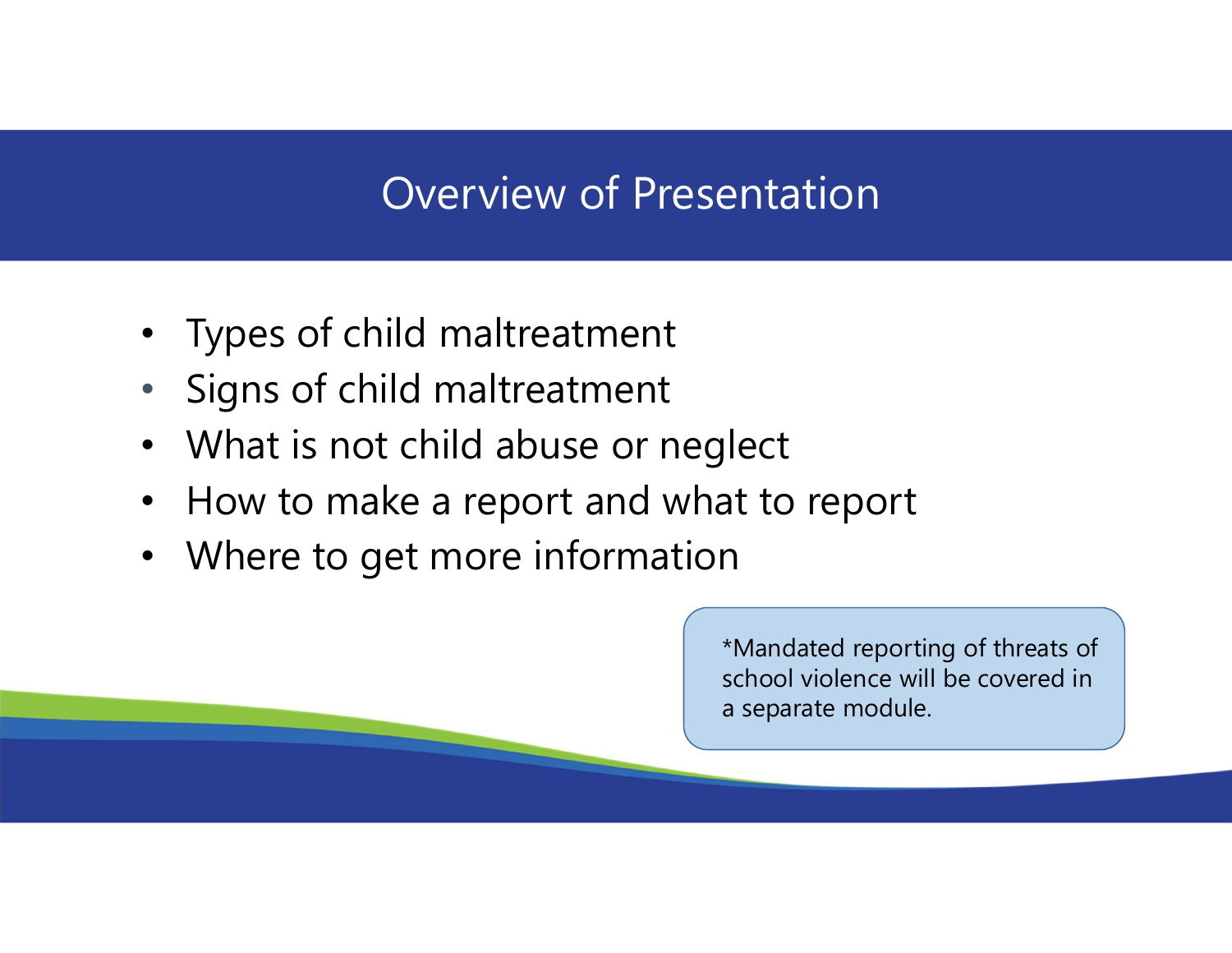# Overview of Presentation

- Types of child maltreatment
- Signs of child maltreatment
- What is not child abuse or neglect
- How to make a report and what to report
- Where to get more information

*Mandated reporting of threats of school violence will be covered in a separate module.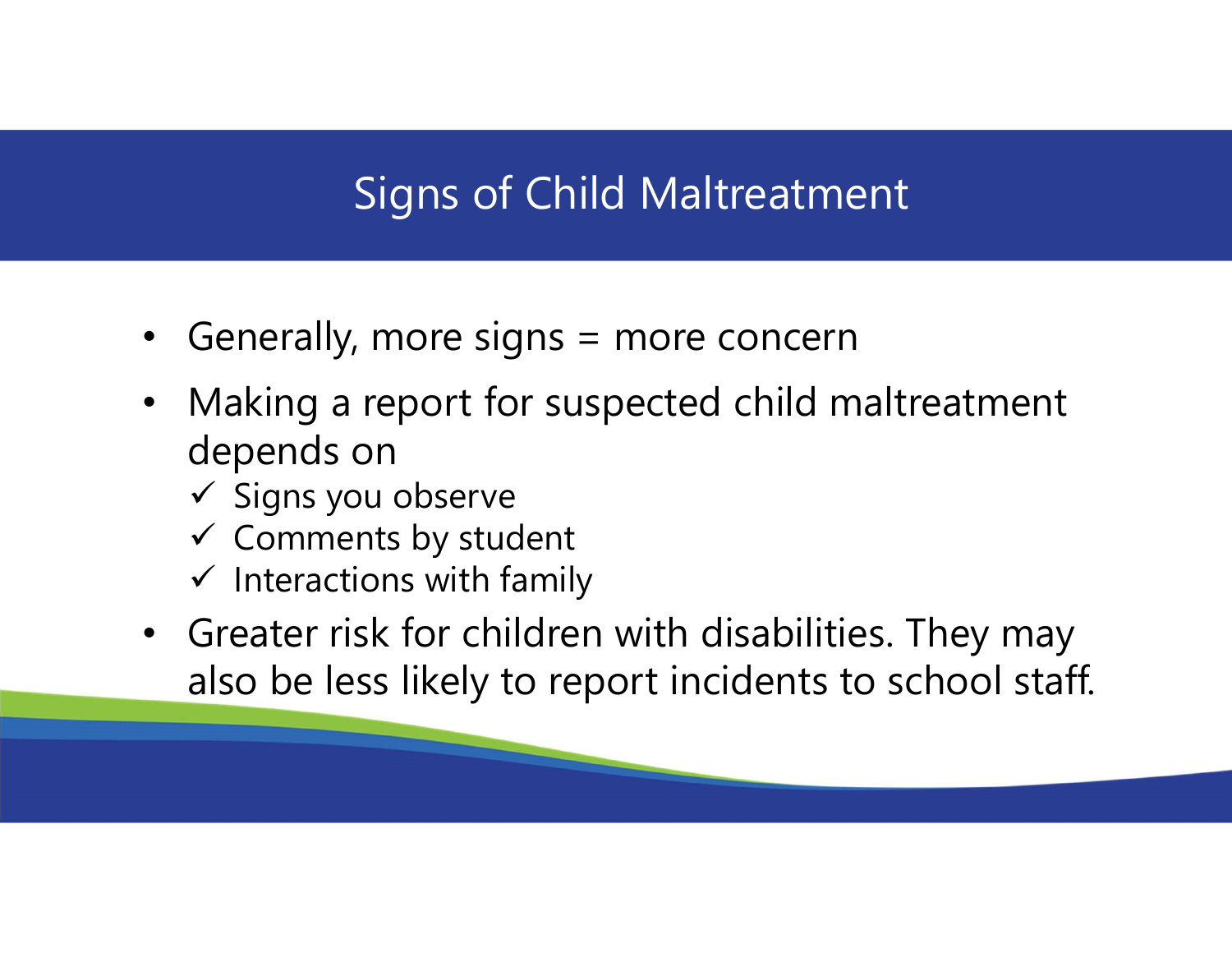# Signs of Child Maltreatment

- Generally, more signs = more concern
- Making a report for suspected child maltreatment depends on
  - ✓ Signs you observe
  - ✓ Comments by student
  - ✓ Interactions with family
- Greater risk for children with disabilities. They may also be less likely to report incidents to school staff.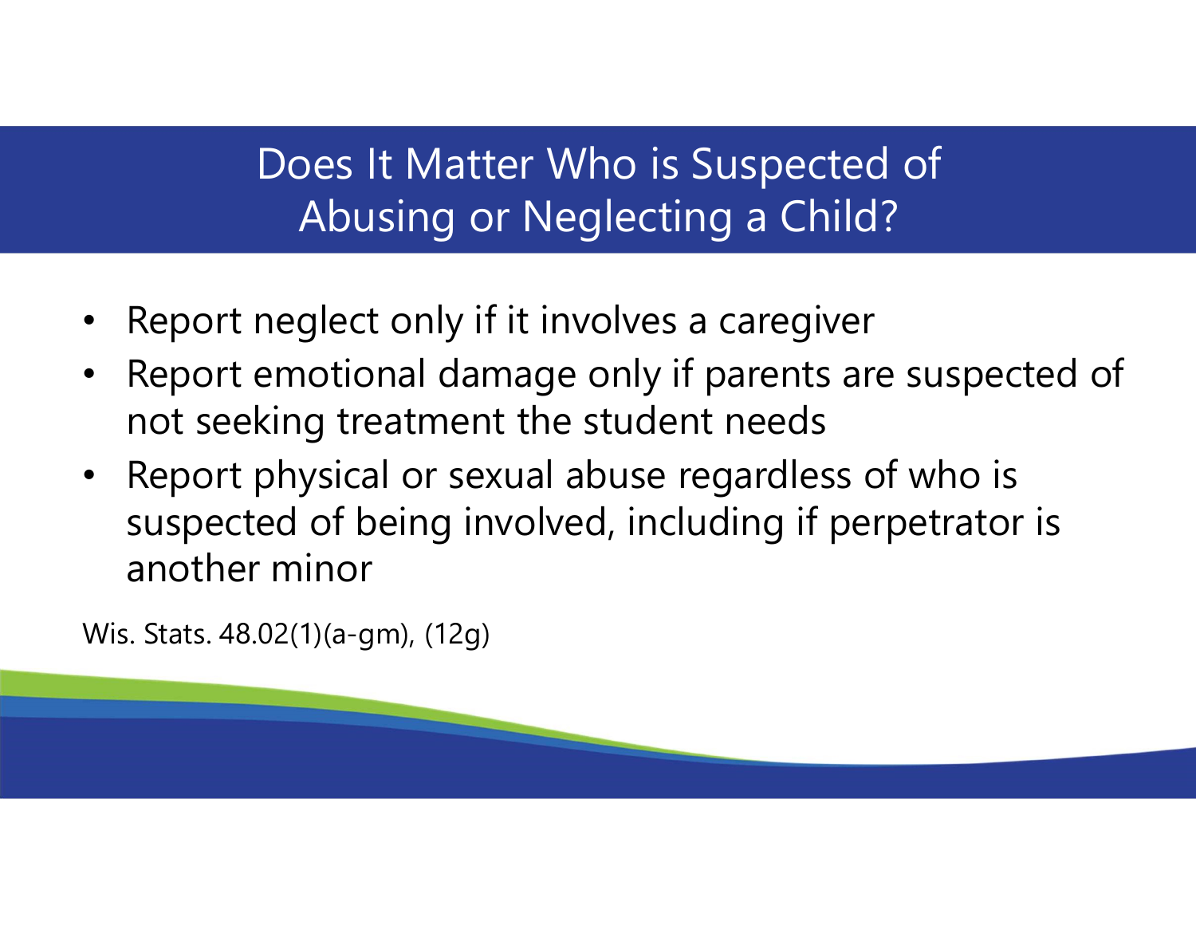# Does It Matter Who is Suspected of Abusing or Neglecting a Child?

- Report neglect only if it involves a caregiver
- Report emotional damage only if parents are suspected of not seeking treatment the student needs
- Report physical or sexual abuse regardless of who is suspected of being involved, including if perpetrator is another minor

Wis. Stats. 48.02(1)(a-gm), (12g)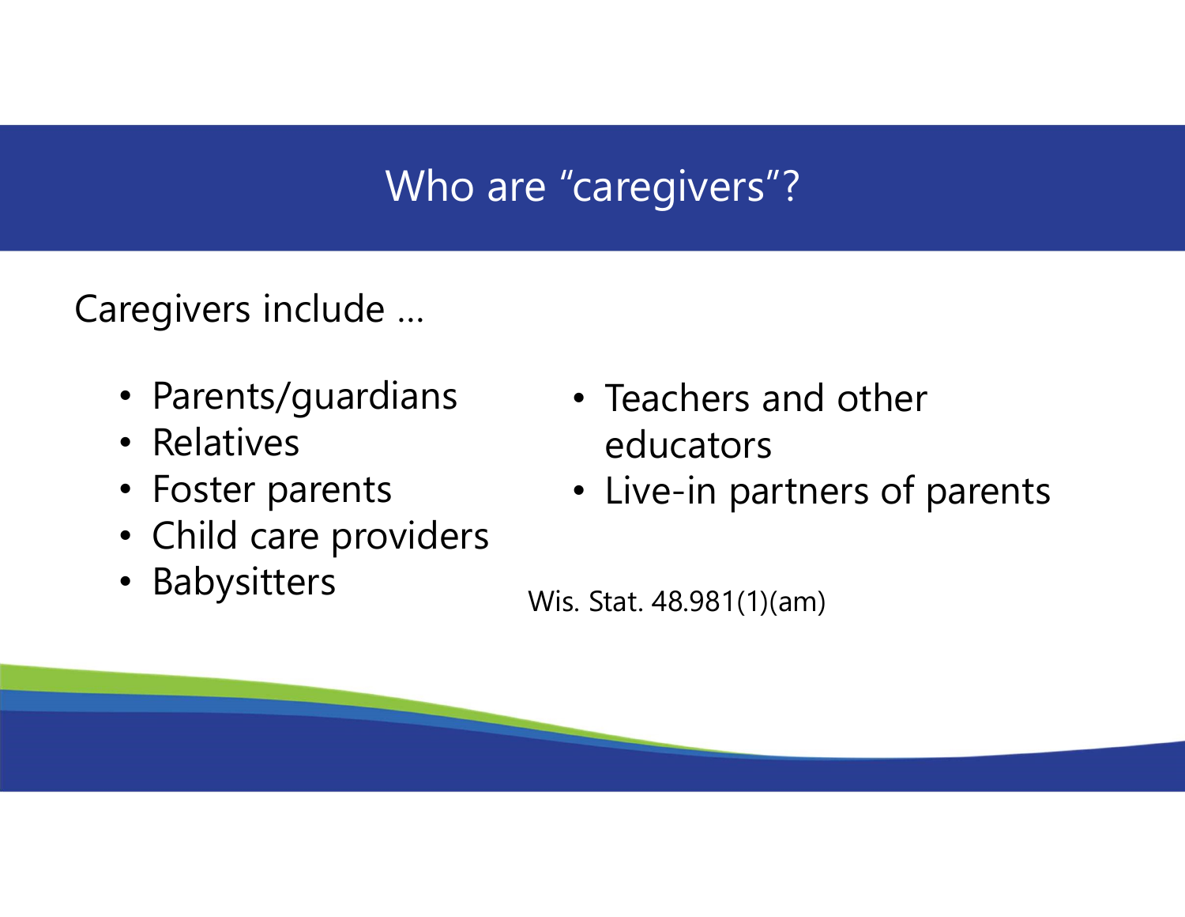# Who are "caregivers"?

Caregivers include …

- Parents/guardians
- Relatives
- Foster parents
- Child care providers
- Babysitters
- Teachers and other educators
- Live-in partners of parents

Wis. Stat. 48.981(1)(am)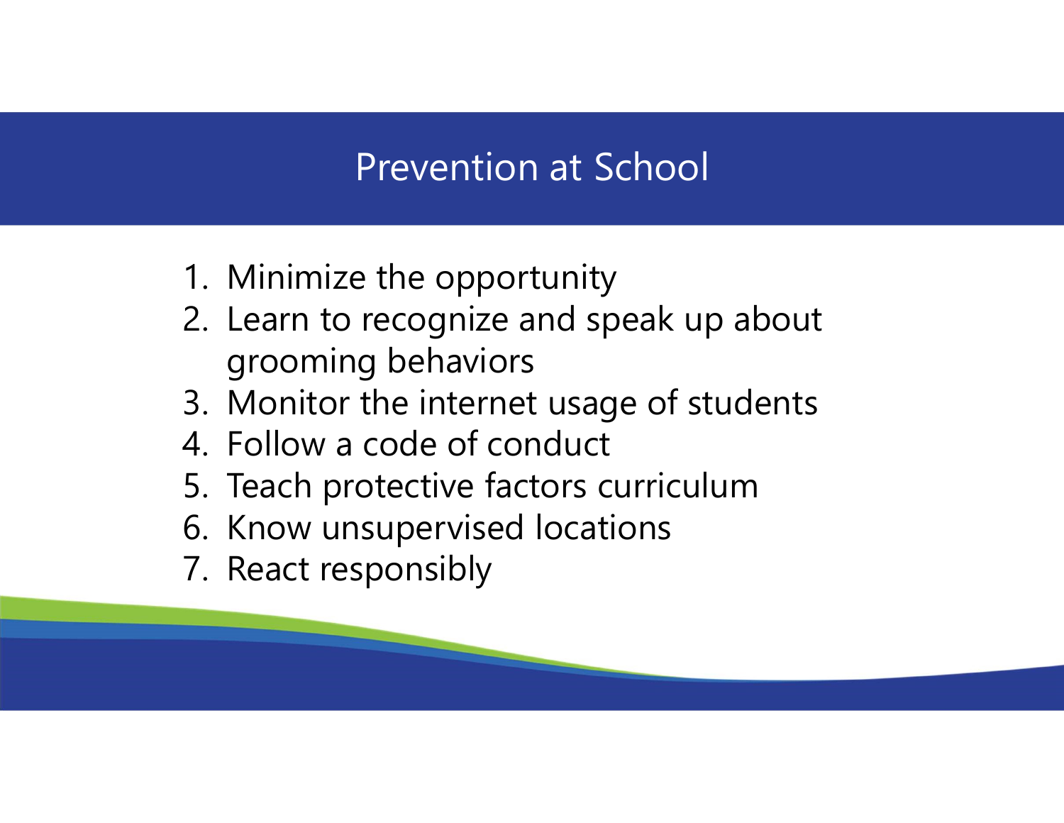# Prevention at School

1. Minimize the opportunity
2. Learn to recognize and speak up about grooming behaviors
3. Monitor the internet usage of students
4. Follow a code of conduct
5. Teach protective factors curriculum
6. Know unsupervised locations
7. React responsibly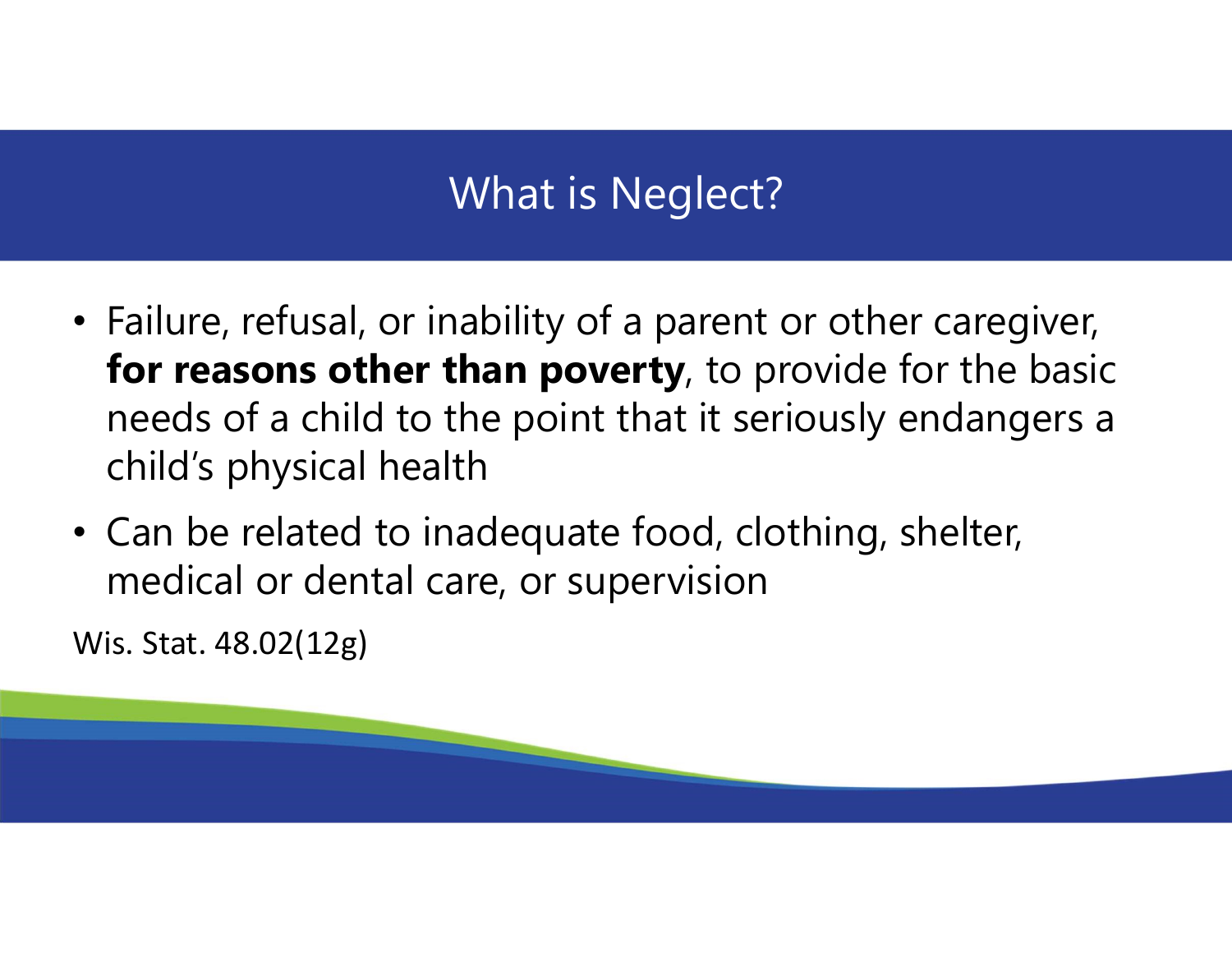# What is Neglect?

- Failure, refusal, or inability of a parent or other caregiver, **for reasons other than poverty**, to provide for the basic needs of a child to the point that it seriously endangers a child's physical health
- Can be related to inadequate food, clothing, shelter, medical or dental care, or supervision

Wis. Stat. 48.02(12g)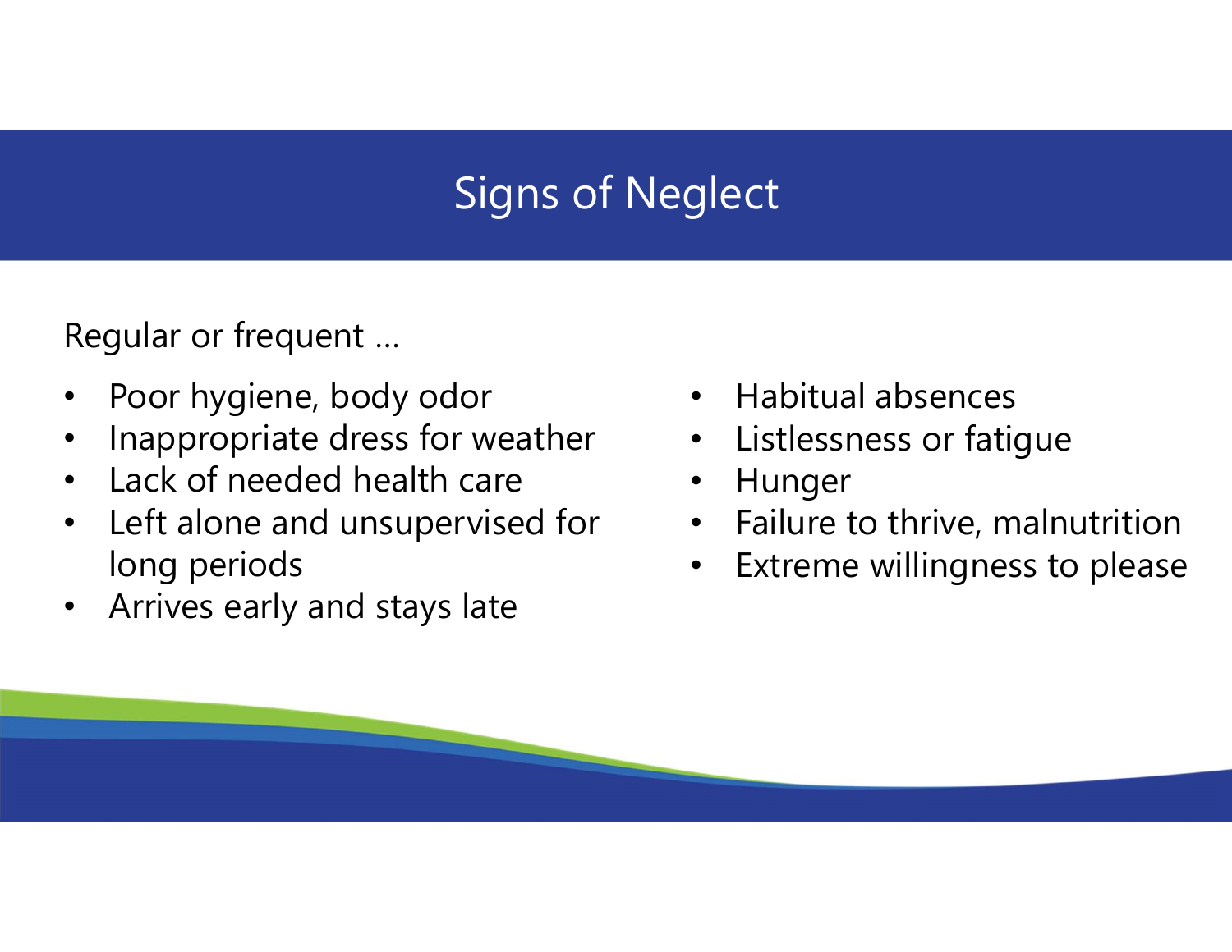# Signs of Neglect

Regular or frequent …

- Poor hygiene, body odor
- Inappropriate dress for weather
- Lack of needed health care
- Left alone and unsupervised for long periods
- Arrives early and stays late
- Habitual absences
- Listlessness or fatigue
- Hunger
- Failure to thrive, malnutrition
- Extreme willingness to please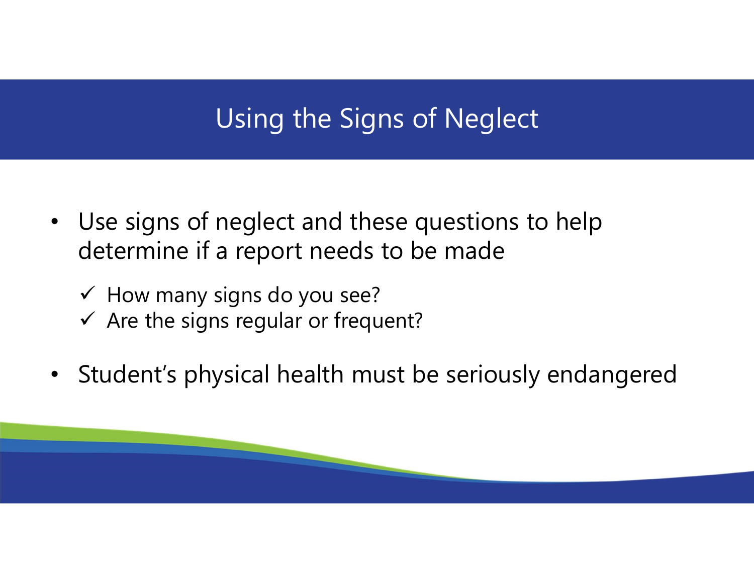# Using the Signs of Neglect

- Use signs of neglect and these questions to help determine if a report needs to be made
  - ✓ How many signs do you see?
  - ✓ Are the signs regular or frequent?
- Student's physical health must be seriously endangered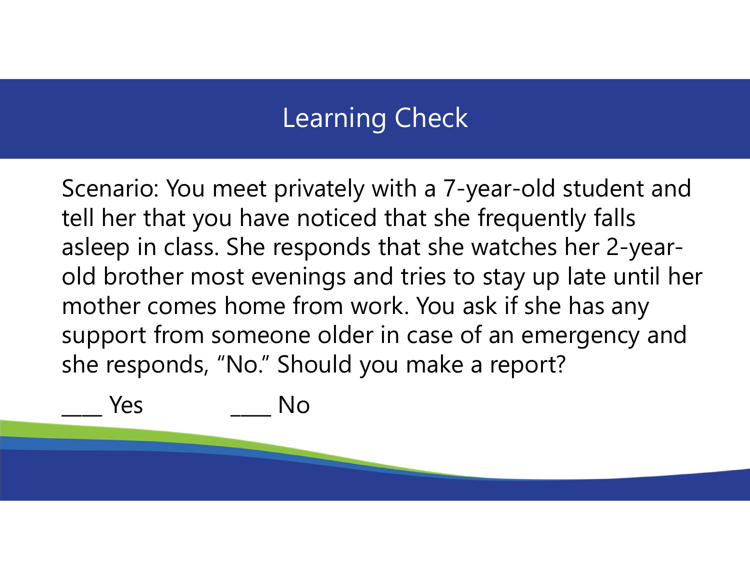# Learning Check

Scenario: You meet privately with a 7-year-old student and tell her that you have noticed that she frequently falls asleep in class. She responds that she watches her 2-year-old brother most evenings and tries to stay up late until her mother comes home from work. You ask if she has any support from someone older in case of an emergency and she responds, "No." Should you make a report?

____ Yes ____ No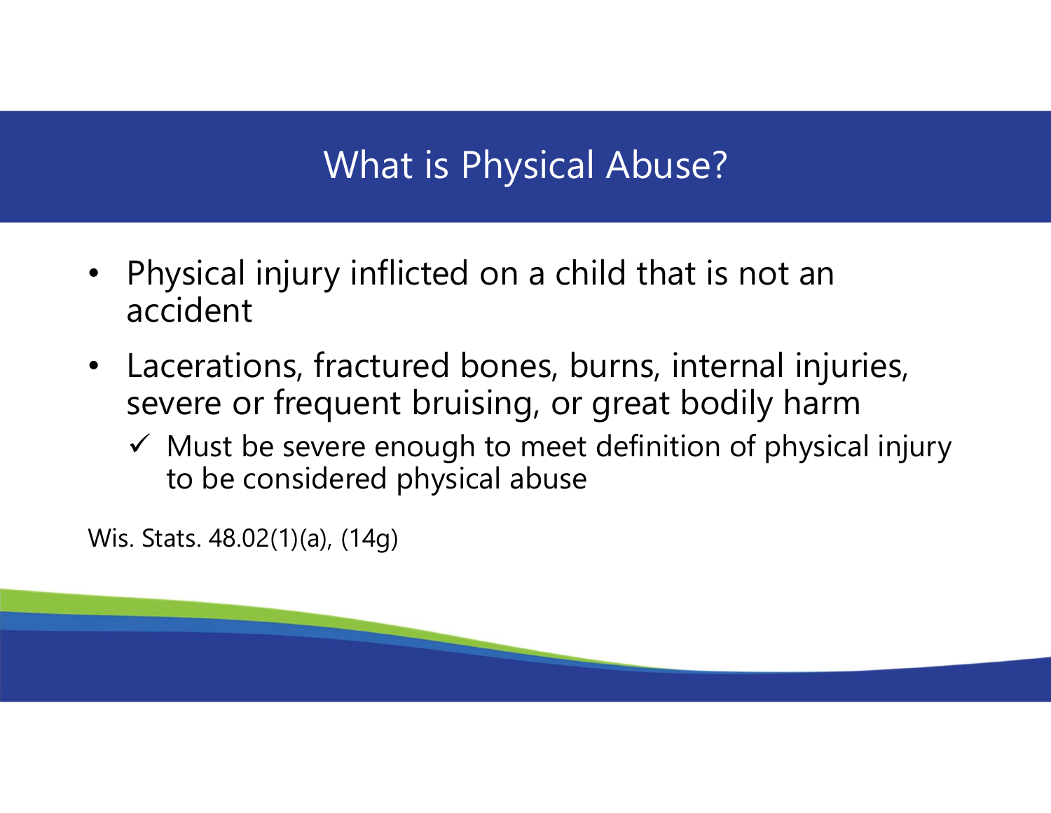# What is Physical Abuse?

- Physical injury inflicted on a child that is not an accident
- Lacerations, fractured bones, burns, internal injuries, severe or frequent bruising, or great bodily harm
  - ✓ Must be severe enough to meet definition of physical injury to be considered physical abuse

Wis. Stats. 48.02(1)(a), (14g)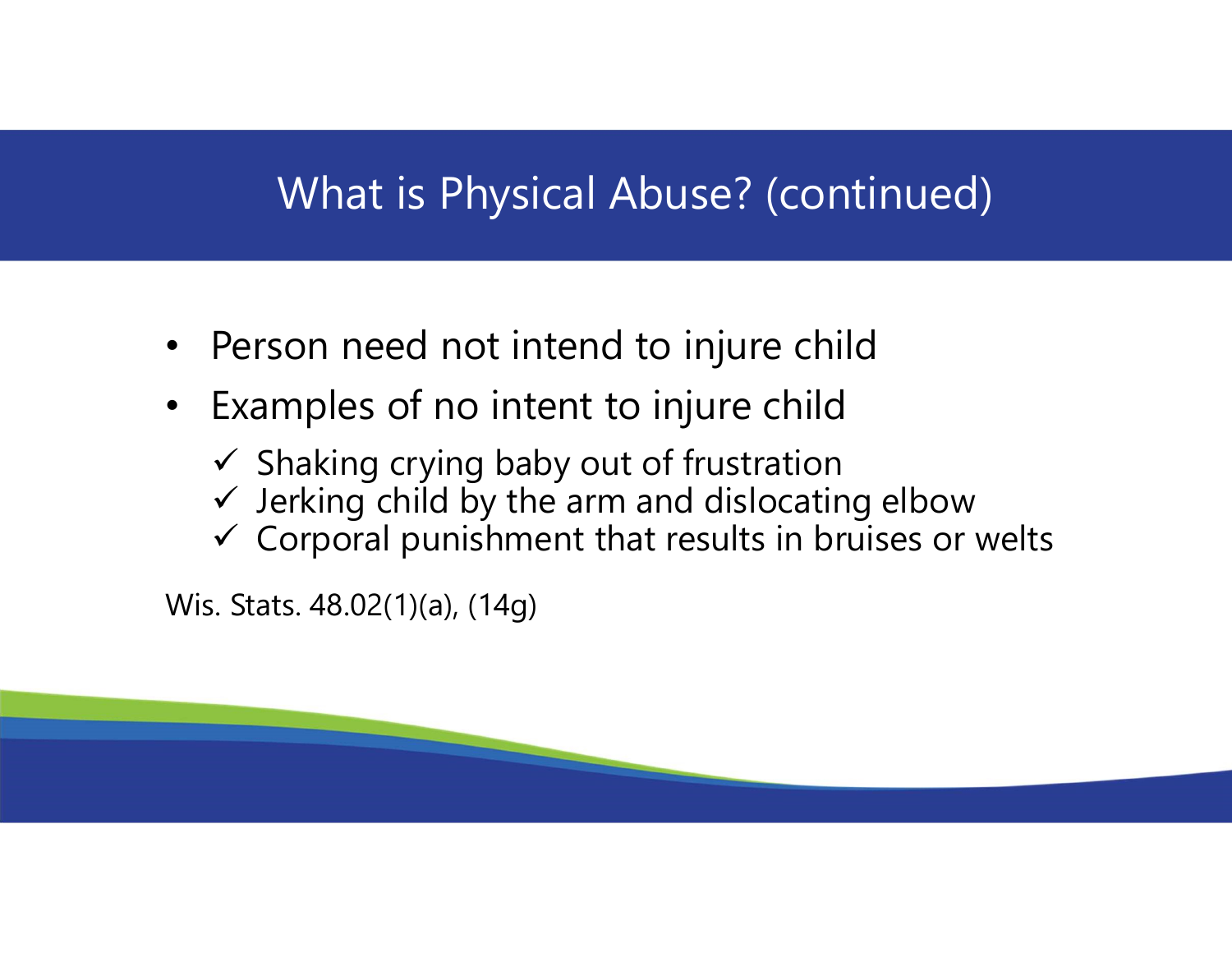# What is Physical Abuse? (continued)

- Person need not intend to injure child
- Examples of no intent to injure child
  - ✓ Shaking crying baby out of frustration
  - ✓ Jerking child by the arm and dislocating elbow
  - ✓ Corporal punishment that results in bruises or welts

Wis. Stats. 48.02(1)(a), (14g)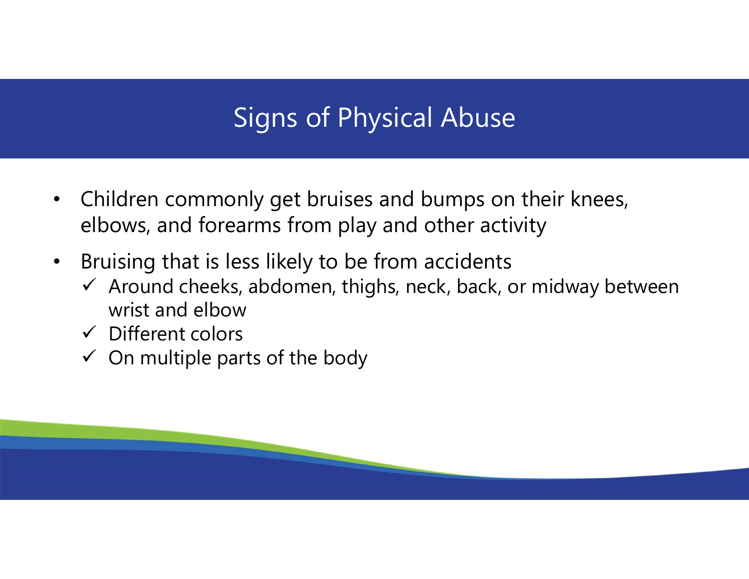# Signs of Physical Abuse

- Children commonly get bruises and bumps on their knees, elbows, and forearms from play and other activity
- Bruising that is less likely to be from accidents
  - ✓ Around cheeks, abdomen, thighs, neck, back, or midway between wrist and elbow
  - ✓ Different colors
  - ✓ On multiple parts of the body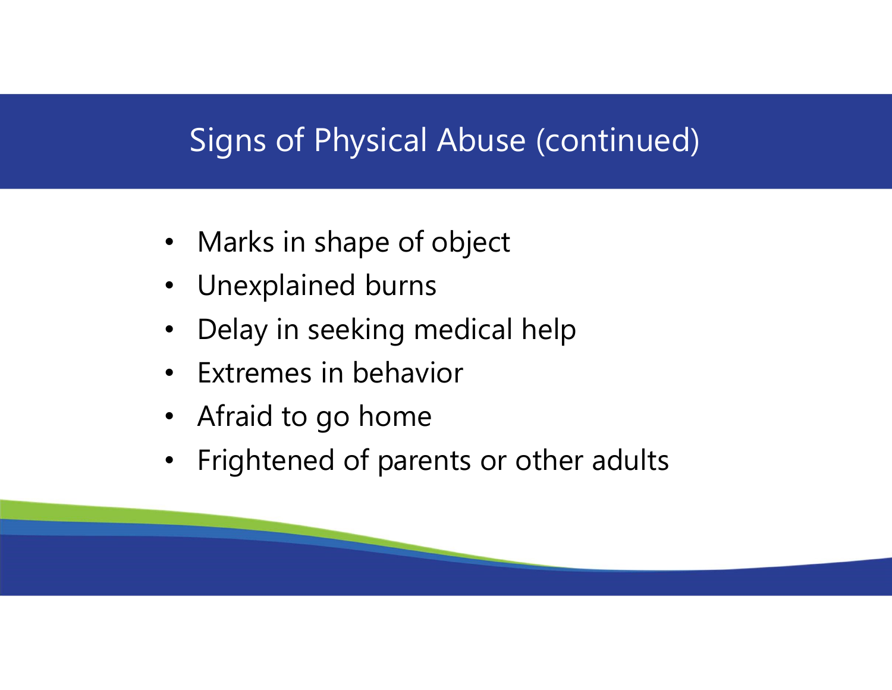# Signs of Physical Abuse (continued)

- Marks in shape of object
- Unexplained burns
- Delay in seeking medical help
- Extremes in behavior
- Afraid to go home
- Frightened of parents or other adults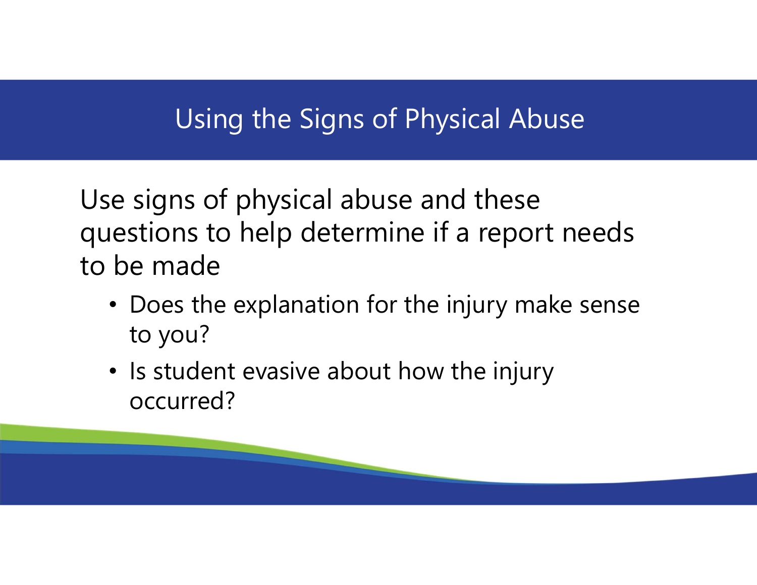# Using the Signs of Physical Abuse

Use signs of physical abuse and these questions to help determine if a report needs to be made

- Does the explanation for the injury make sense to you?
- Is student evasive about how the injury occurred?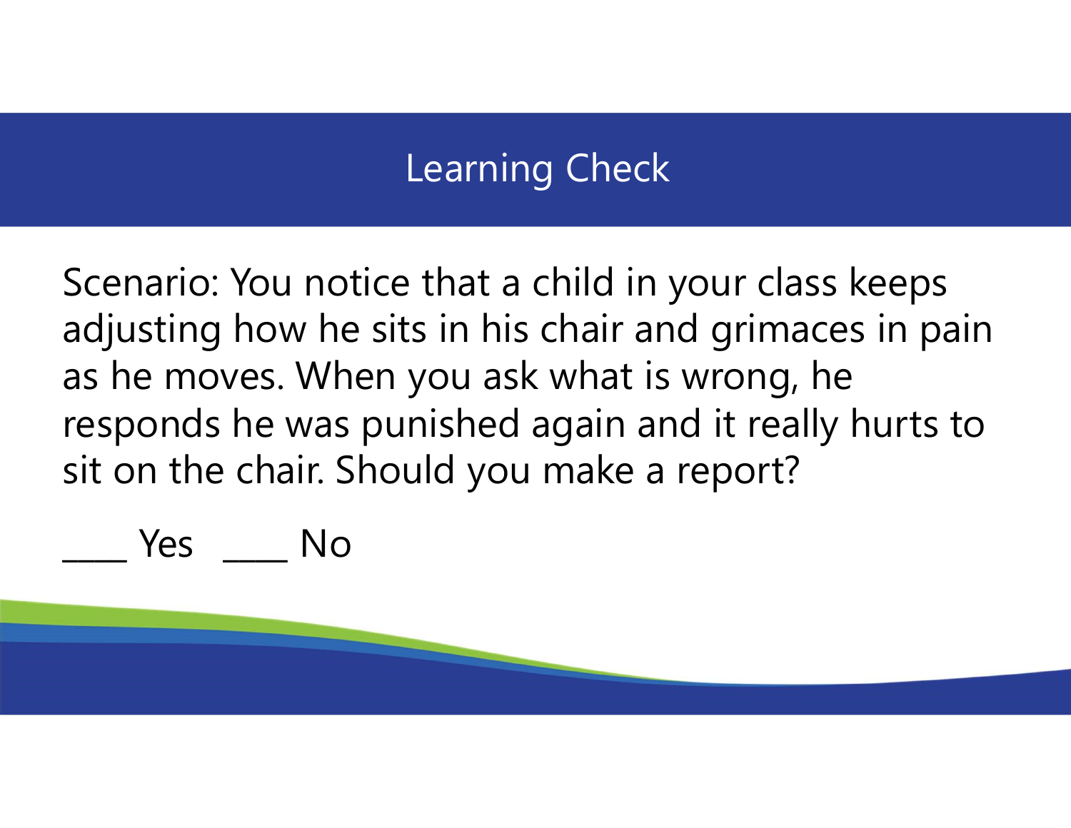# Learning Check

Scenario: You notice that a child in your class keeps adjusting how he sits in his chair and grimaces in pain as he moves. When you ask what is wrong, he responds he was punished again and it really hurts to sit on the chair. Should you make a report?

____ Yes ____ No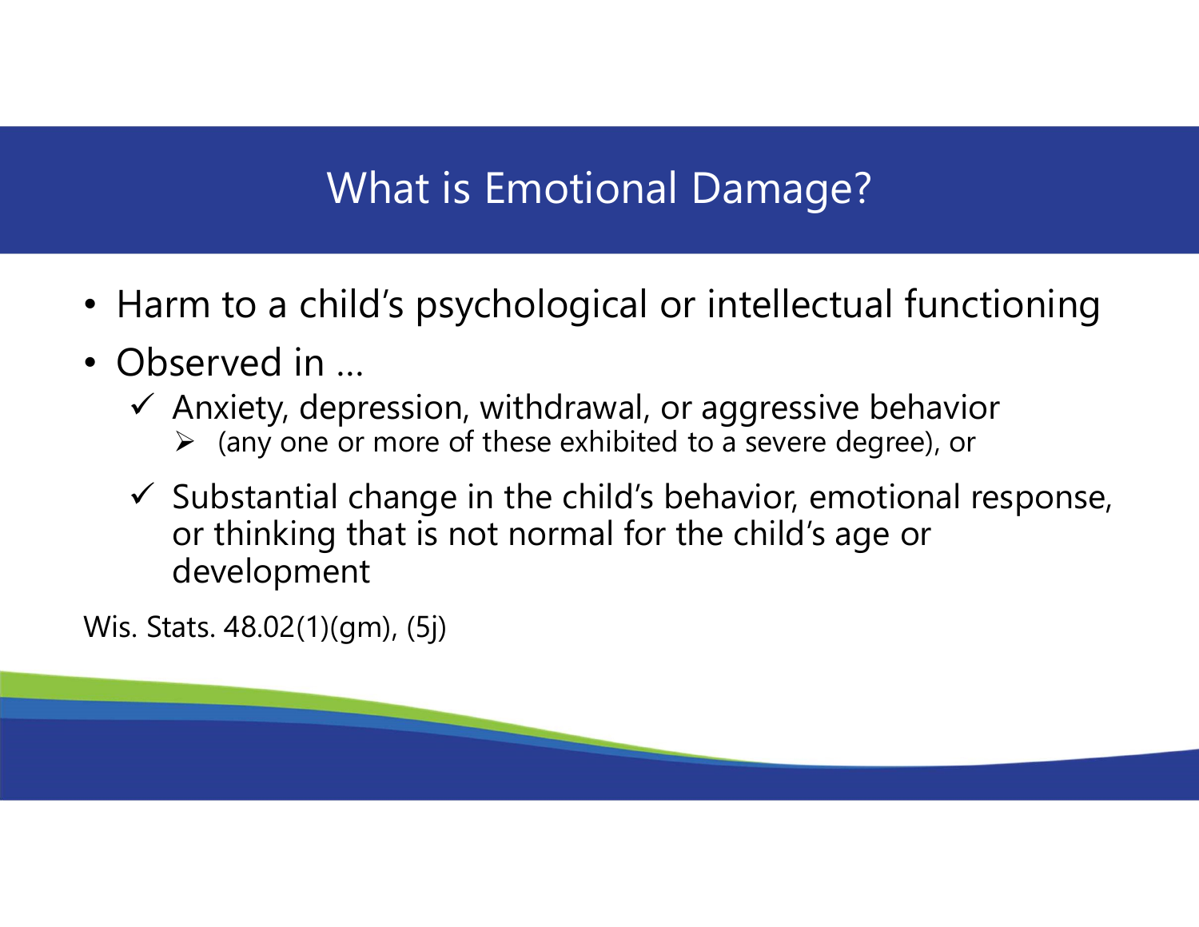# What is Emotional Damage?

- Harm to a child's psychological or intellectual functioning
- Observed in …
  - ✓ Anxiety, depression, withdrawal, or aggressive behavior
    - ➢ (any one or more of these exhibited to a severe degree), or
  - ✓ Substantial change in the child's behavior, emotional response, or thinking that is not normal for the child's age or development

Wis. Stats. 48.02(1)(gm), (5j)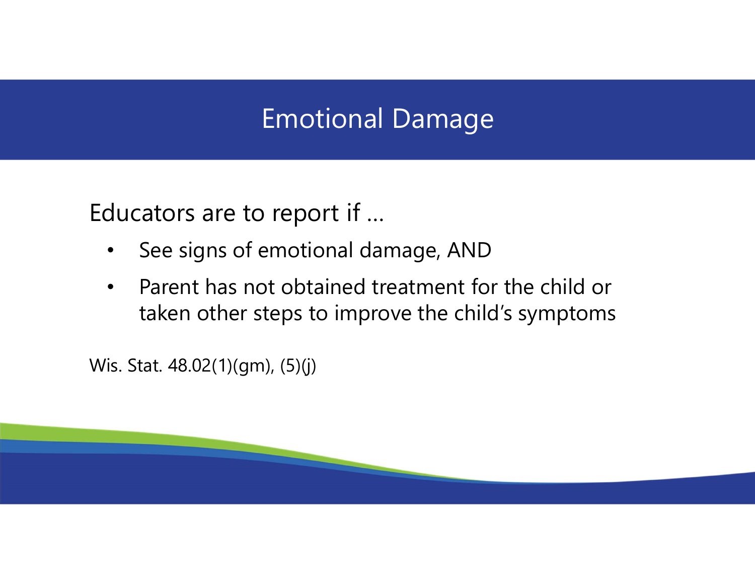# Emotional Damage

Educators are to report if …

- See signs of emotional damage, AND
- Parent has not obtained treatment for the child or taken other steps to improve the child's symptoms

Wis. Stat. 48.02(1)(gm), (5)(j)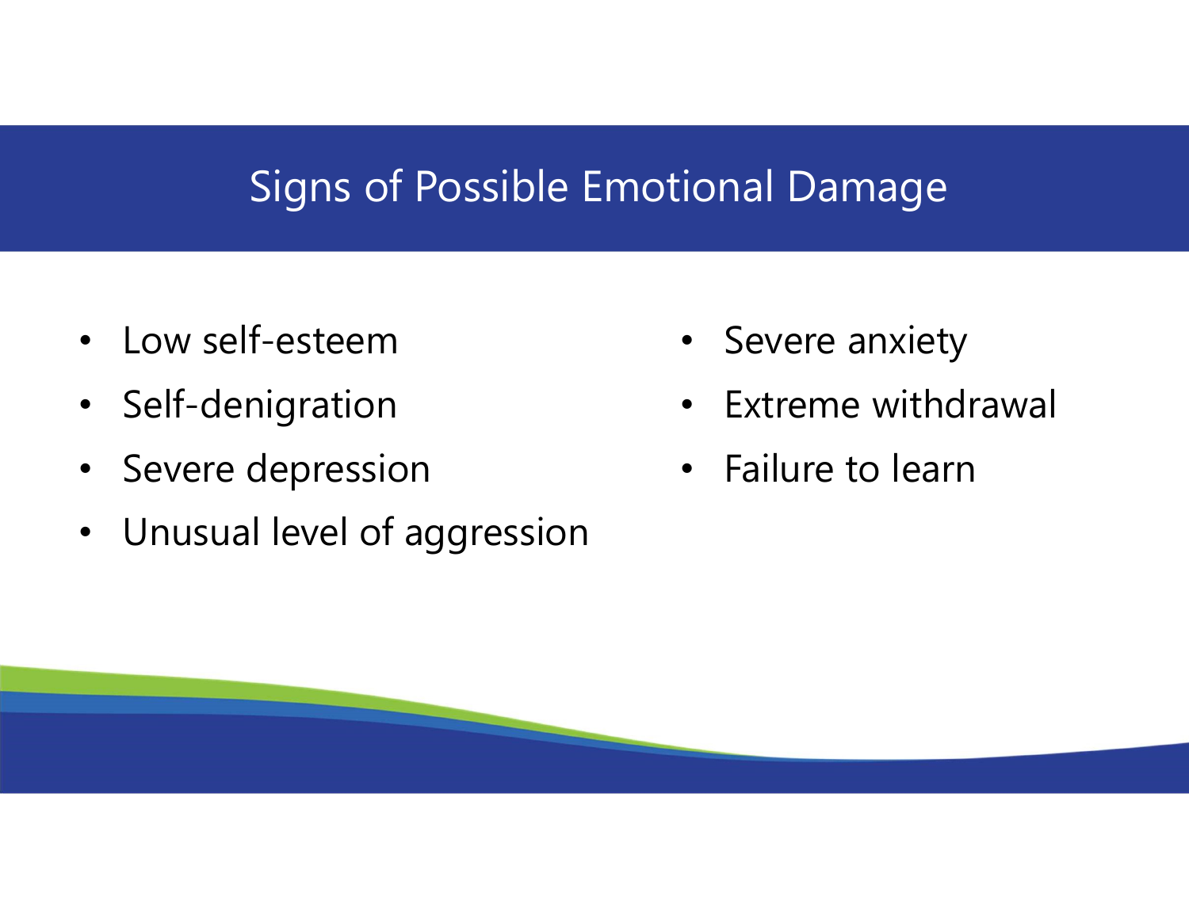# Signs of Possible Emotional Damage

- Low self-esteem
- Self-denigration
- Severe depression
- Unusual level of aggression
- Severe anxiety
- Extreme withdrawal
- Failure to learn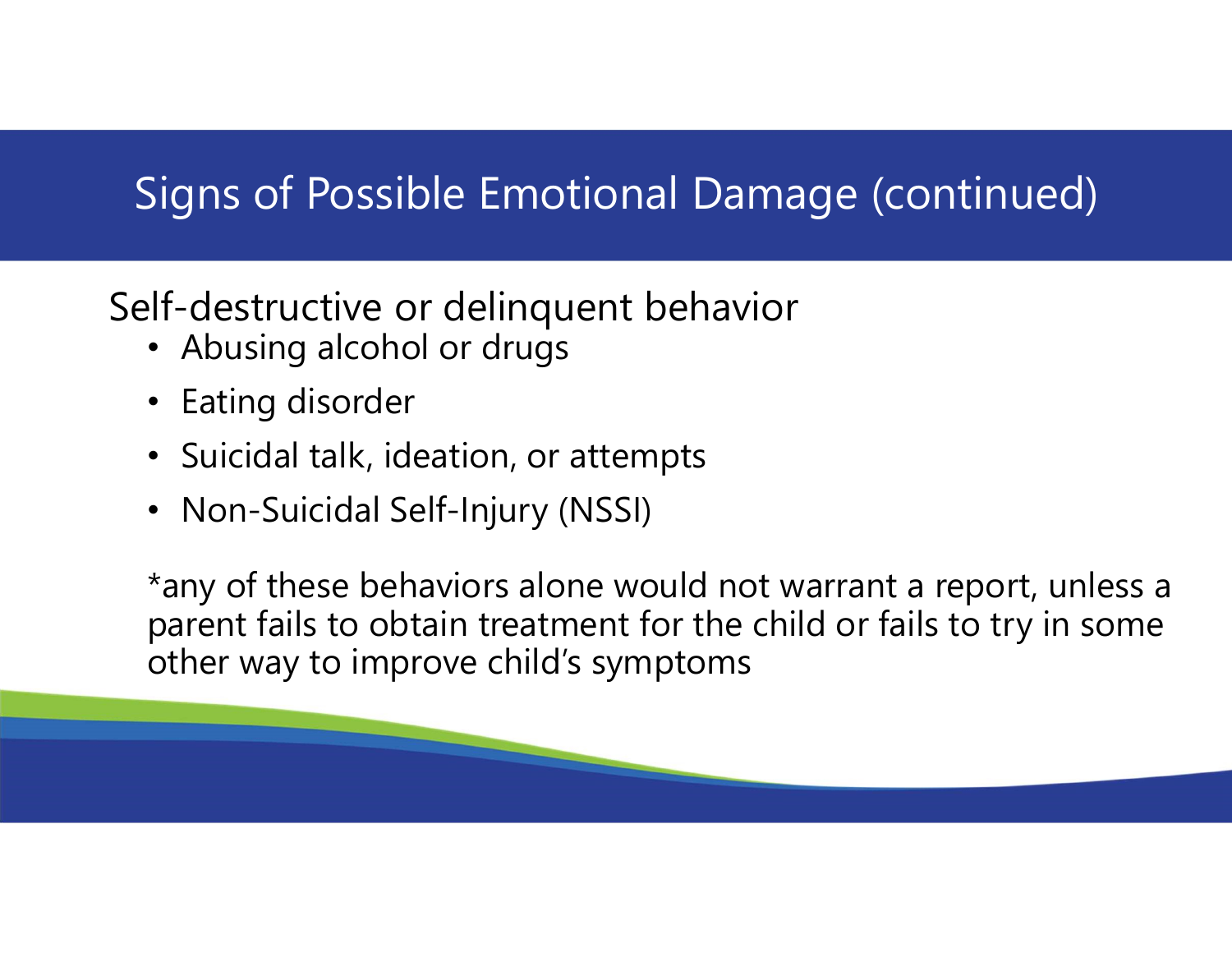# Signs of Possible Emotional Damage (continued)

Self-destructive or delinquent behavior

- Abusing alcohol or drugs
- Eating disorder
- Suicidal talk, ideation, or attempts
- Non-Suicidal Self-Injury (NSSI)

*any of these behaviors alone would not warrant a report, unless a parent fails to obtain treatment for the child or fails to try in some other way to improve child's symptoms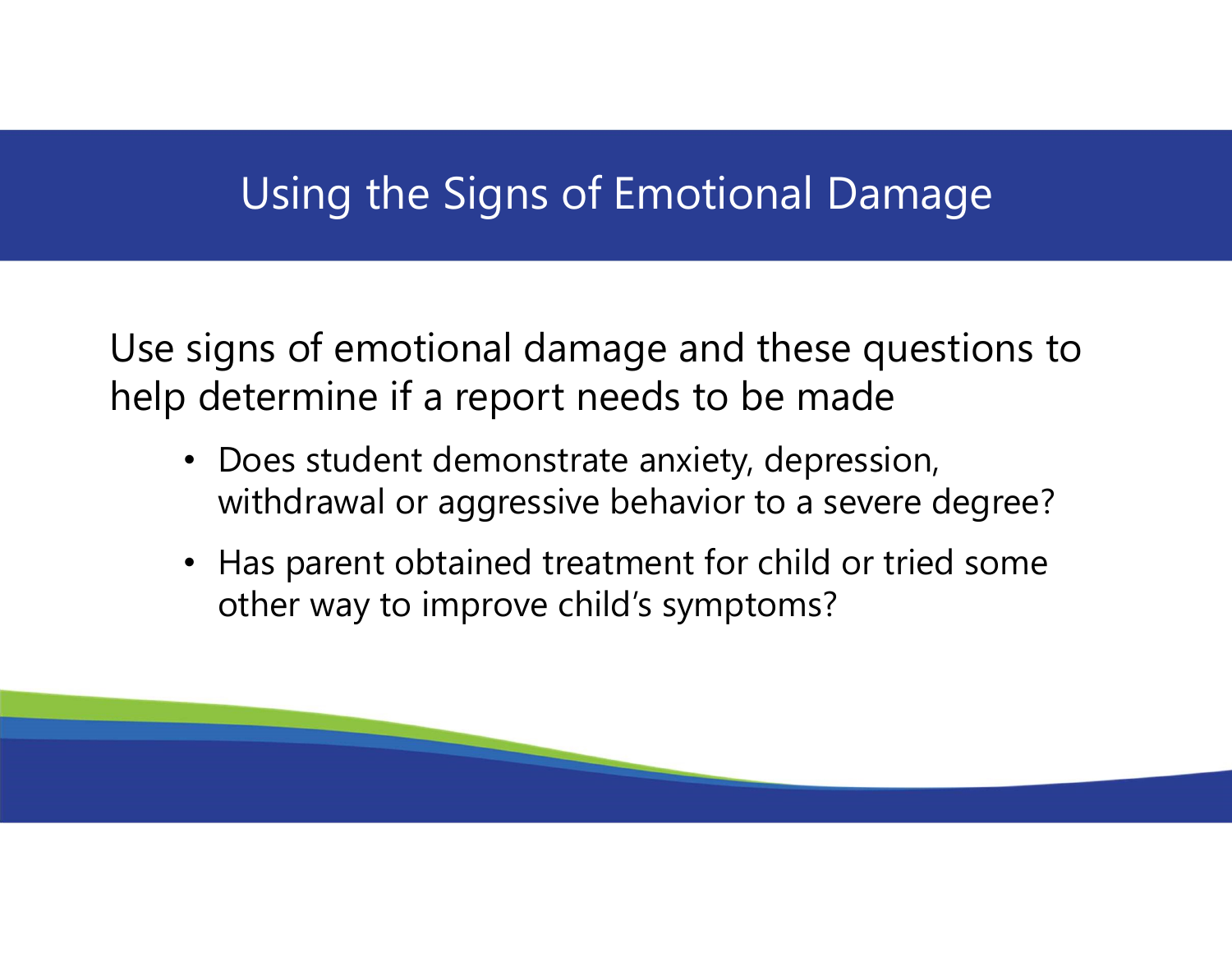# Using the Signs of Emotional Damage

Use signs of emotional damage and these questions to help determine if a report needs to be made

- Does student demonstrate anxiety, depression, withdrawal or aggressive behavior to a severe degree?
- Has parent obtained treatment for child or tried some other way to improve child's symptoms?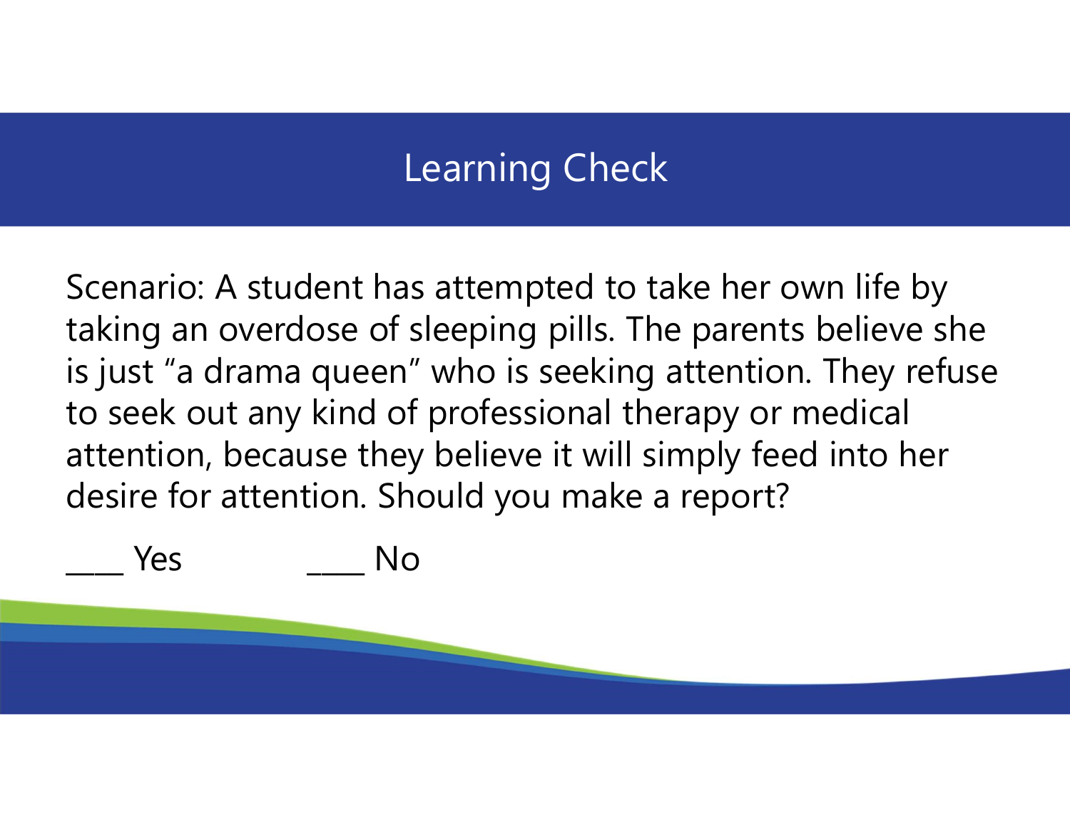# Learning Check

Scenario: A student has attempted to take her own life by taking an overdose of sleeping pills. The parents believe she is just "a drama queen" who is seeking attention. They refuse to seek out any kind of professional therapy or medical attention, because they believe it will simply feed into her desire for attention. Should you make a report?

____ Yes ____ No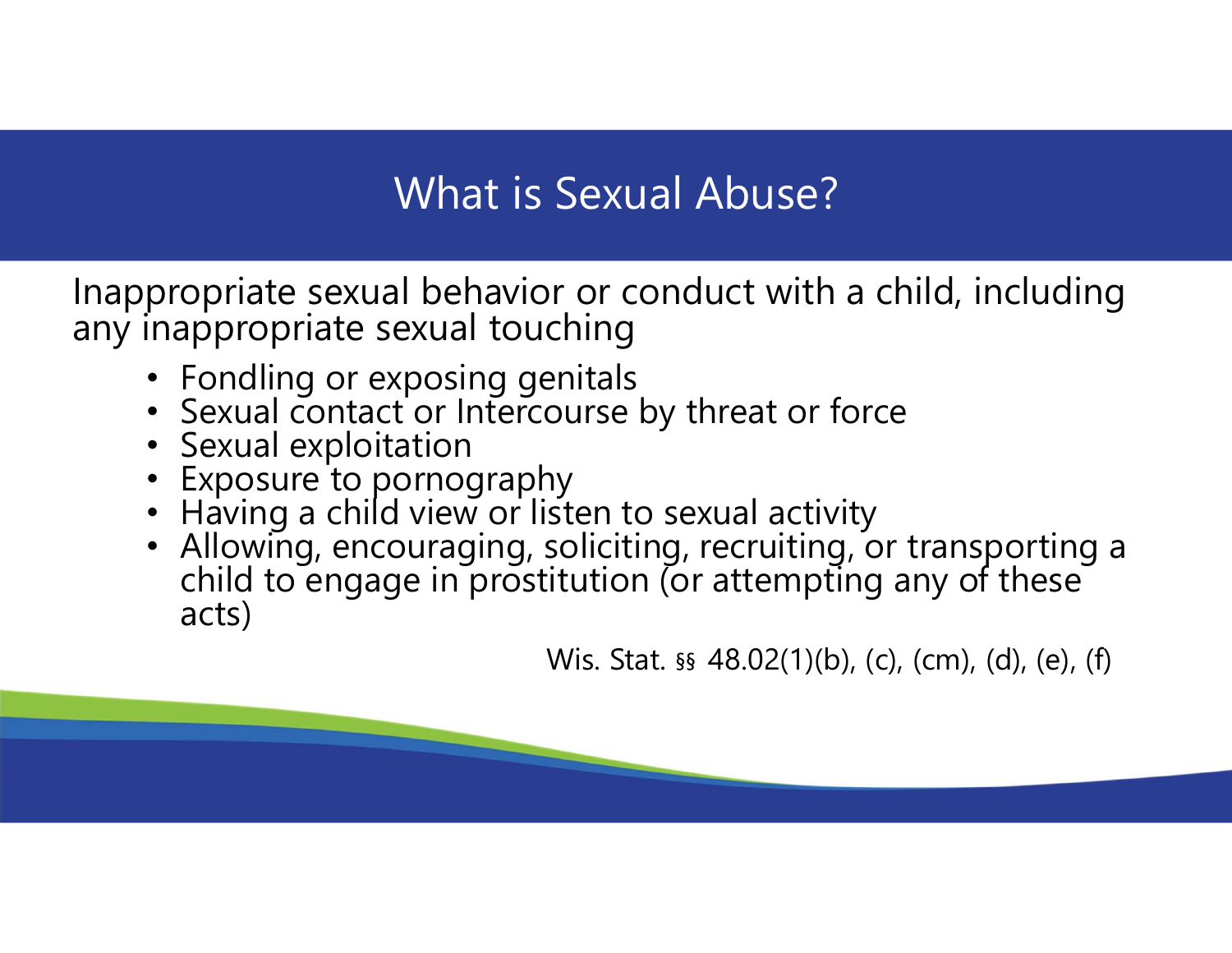# What is Sexual Abuse?

Inappropriate sexual behavior or conduct with a child, including any inappropriate sexual touching

- Fondling or exposing genitals
- Sexual contact or Intercourse by threat or force
- Sexual exploitation
- Exposure to pornography
- Having a child view or listen to sexual activity
- Allowing, encouraging, soliciting, recruiting, or transporting a child to engage in prostitution (or attempting any of these acts)

Wis. Stat. §§ 48.02(1)(b), (c), (cm), (d), (e), (f)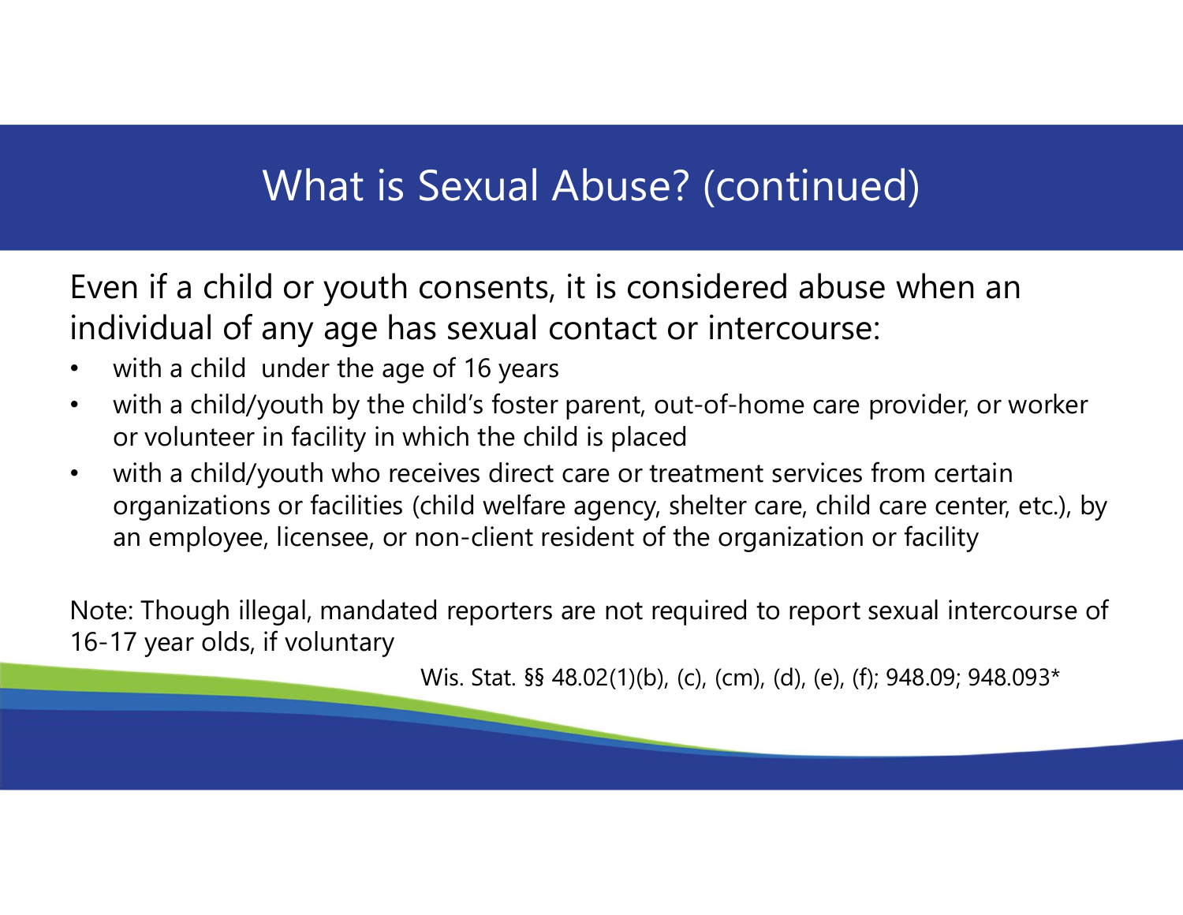# What is Sexual Abuse? (continued)

Even if a child or youth consents, it is considered abuse when an individual of any age has sexual contact or intercourse:

- with a child under the age of 16 years
- with a child/youth by the child's foster parent, out-of-home care provider, or worker or volunteer in facility in which the child is placed
- with a child/youth who receives direct care or treatment services from certain organizations or facilities (child welfare agency, shelter care, child care center, etc.), by an employee, licensee, or non-client resident of the organization or facility

Note: Though illegal, mandated reporters are not required to report sexual intercourse of 16-17 year olds, if voluntary

Wis. Stat. §§ 48.02(1)(b), (c), (cm), (d), (e), (f); 948.09; 948.093*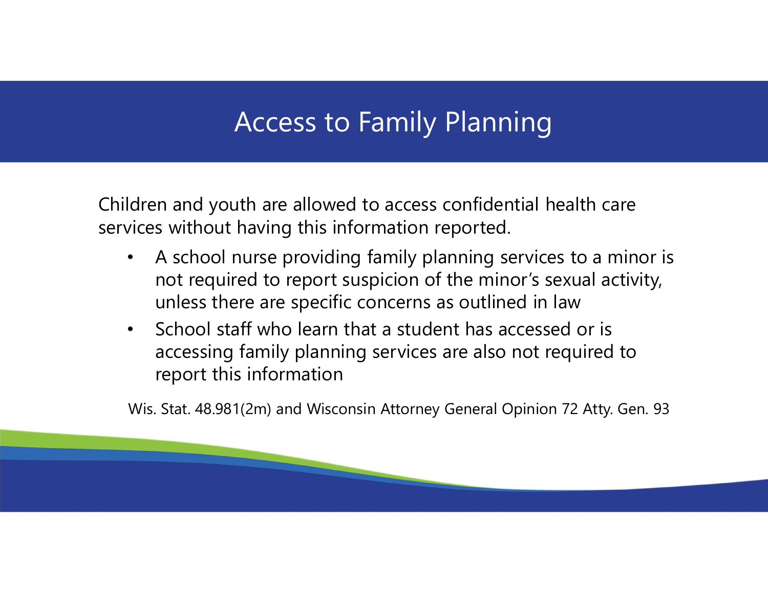# Access to Family Planning

Children and youth are allowed to access confidential health care services without having this information reported.

- A school nurse providing family planning services to a minor is not required to report suspicion of the minor's sexual activity, unless there are specific concerns as outlined in law
- School staff who learn that a student has accessed or is accessing family planning services are also not required to report this information

Wis. Stat. 48.981(2m) and Wisconsin Attorney General Opinion 72 Atty. Gen. 93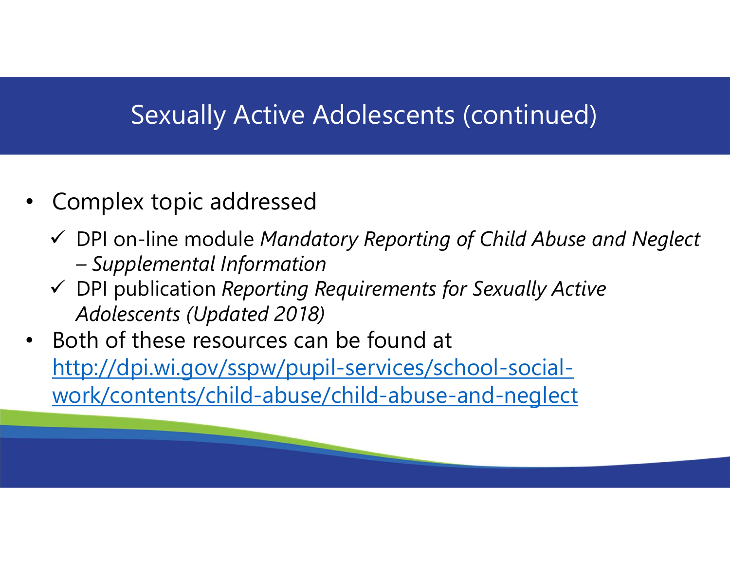# Sexually Active Adolescents (continued)

- Complex topic addressed
  - ✓ DPI on-line module *Mandatory Reporting of Child Abuse and Neglect – Supplemental Information*
  - ✓ DPI publication *Reporting Requirements for Sexually Active Adolescents (Updated 2018)*
- Both of these resources can be found at [http://dpi.wi.gov/sspw/pupil-services/school-social-work/contents/child-abuse/child-abuse-and-neglect](http://dpi.wi.gov/sspw/pupil-services/school-social-work/contents/child-abuse/child-abuse-and-neglect)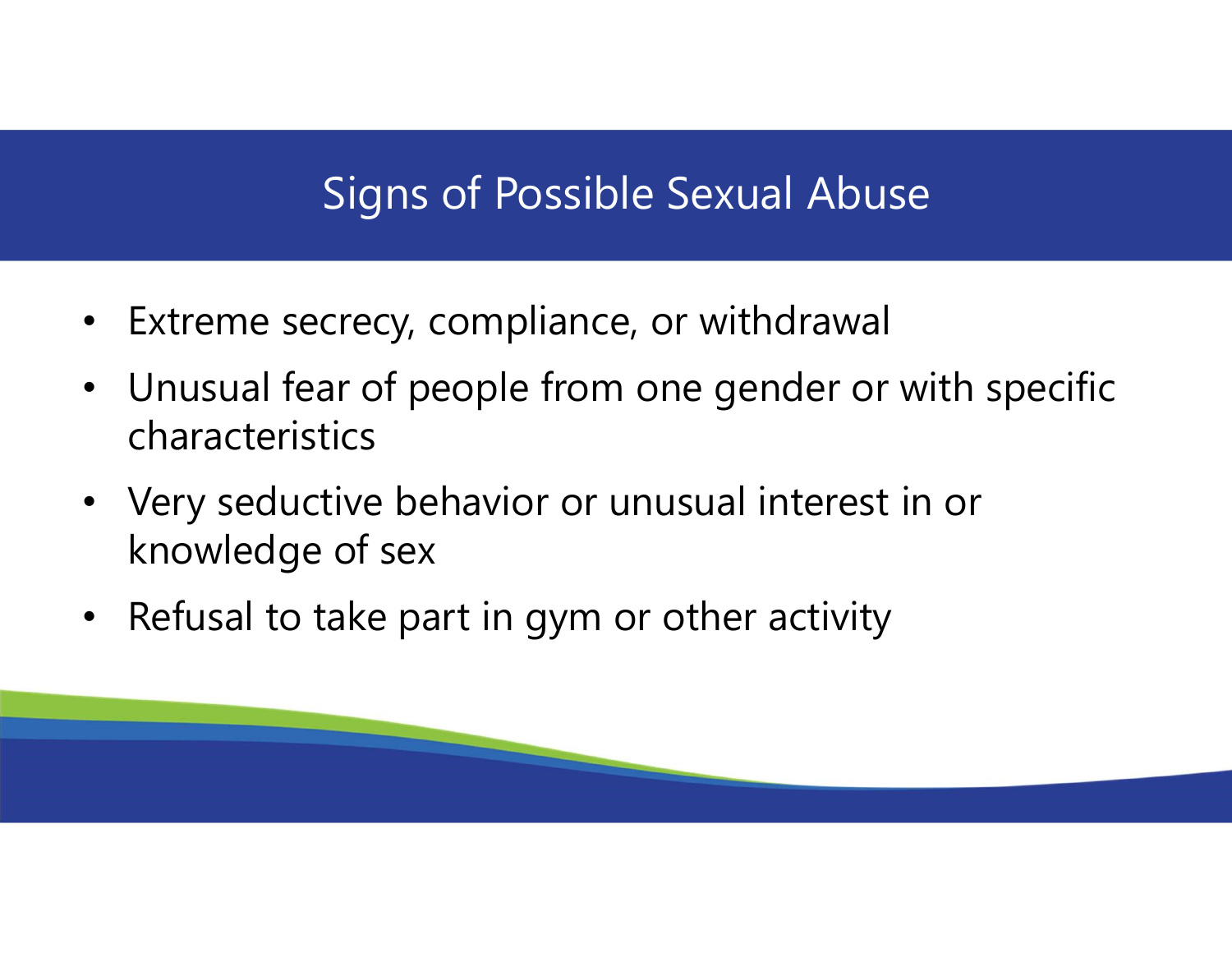# Signs of Possible Sexual Abuse

- Extreme secrecy, compliance, or withdrawal
- Unusual fear of people from one gender or with specific characteristics
- Very seductive behavior or unusual interest in or knowledge of sex
- Refusal to take part in gym or other activity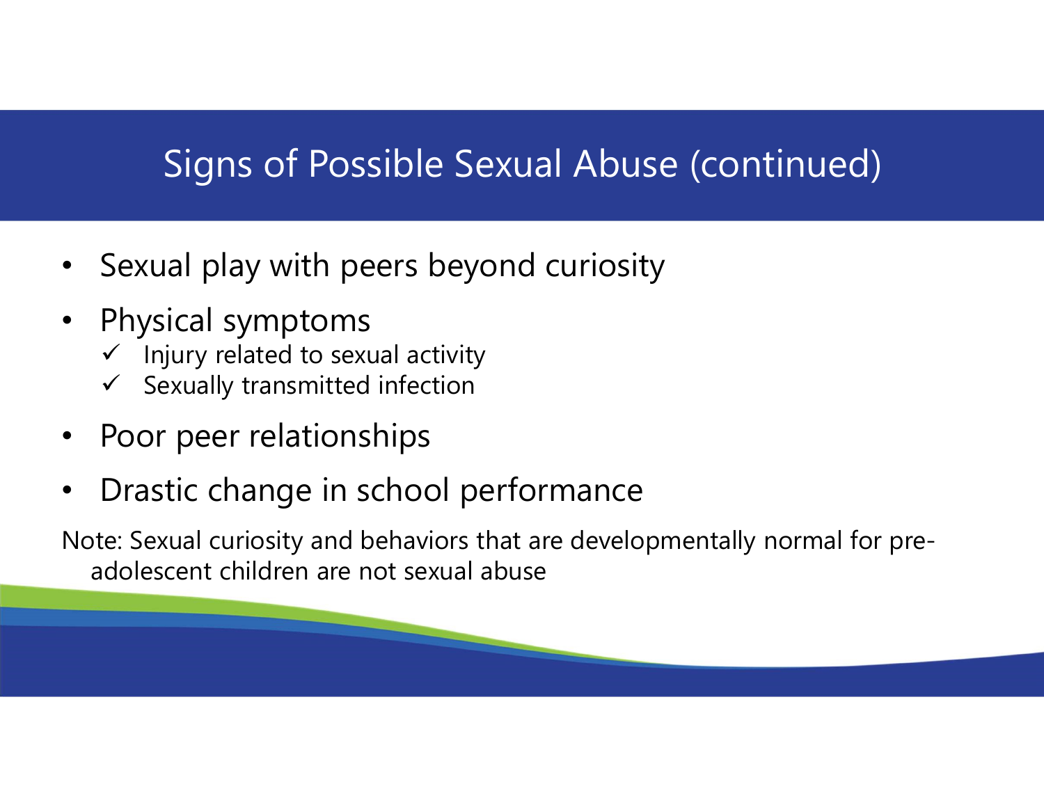# Signs of Possible Sexual Abuse (continued)

- Sexual play with peers beyond curiosity
- Physical symptoms
  - ✓ Injury related to sexual activity
  - ✓ Sexually transmitted infection
- Poor peer relationships
- Drastic change in school performance

Note: Sexual curiosity and behaviors that are developmentally normal for pre-adolescent children are not sexual abuse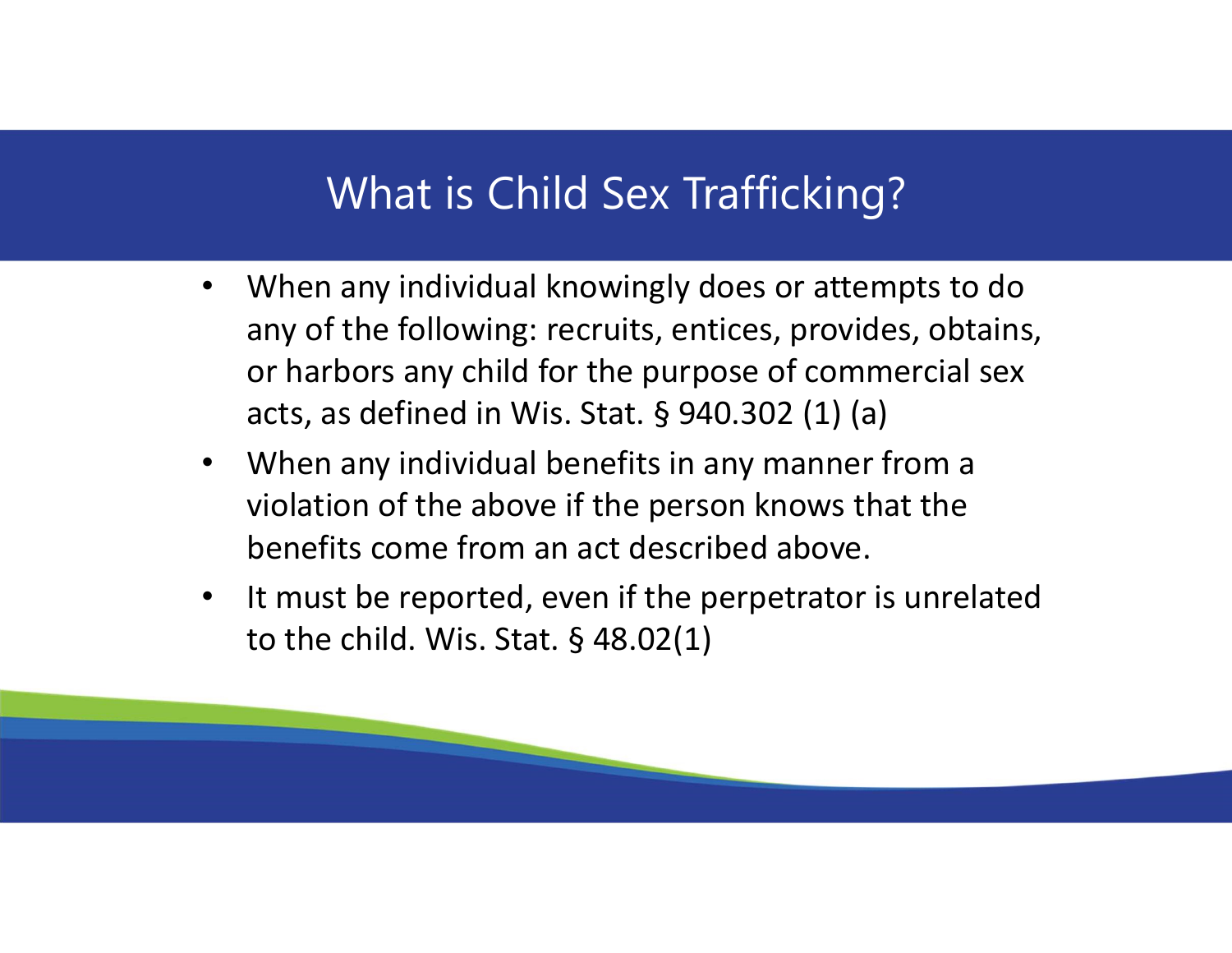# What is Child Sex Trafficking?

- When any individual knowingly does or attempts to do any of the following: recruits, entices, provides, obtains, or harbors any child for the purpose of commercial sex acts, as defined in Wis. Stat. § 940.302 (1) (a)
- When any individual benefits in any manner from a violation of the above if the person knows that the benefits come from an act described above.
- It must be reported, even if the perpetrator is unrelated to the child. Wis. Stat. § 48.02(1)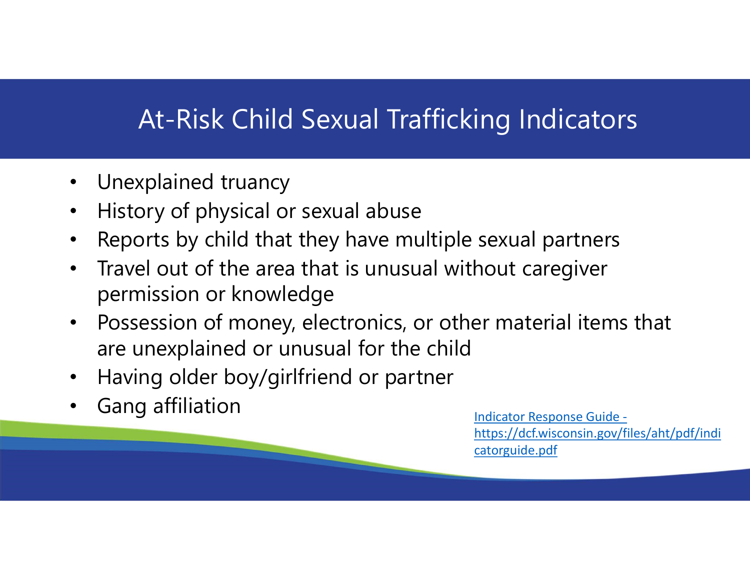# At-Risk Child Sexual Trafficking Indicators

- Unexplained truancy
- History of physical or sexual abuse
- Reports by child that they have multiple sexual partners
- Travel out of the area that is unusual without caregiver permission or knowledge
- Possession of money, electronics, or other material items that are unexplained or unusual for the child
- Having older boy/girlfriend or partner
- Gang affiliation

[Indicator Response Guide - https://dcf.wisconsin.gov/files/aht/pdf/indicatorguide.pdf](https://dcf.wisconsin.gov/files/aht/pdf/indicatorguide.pdf)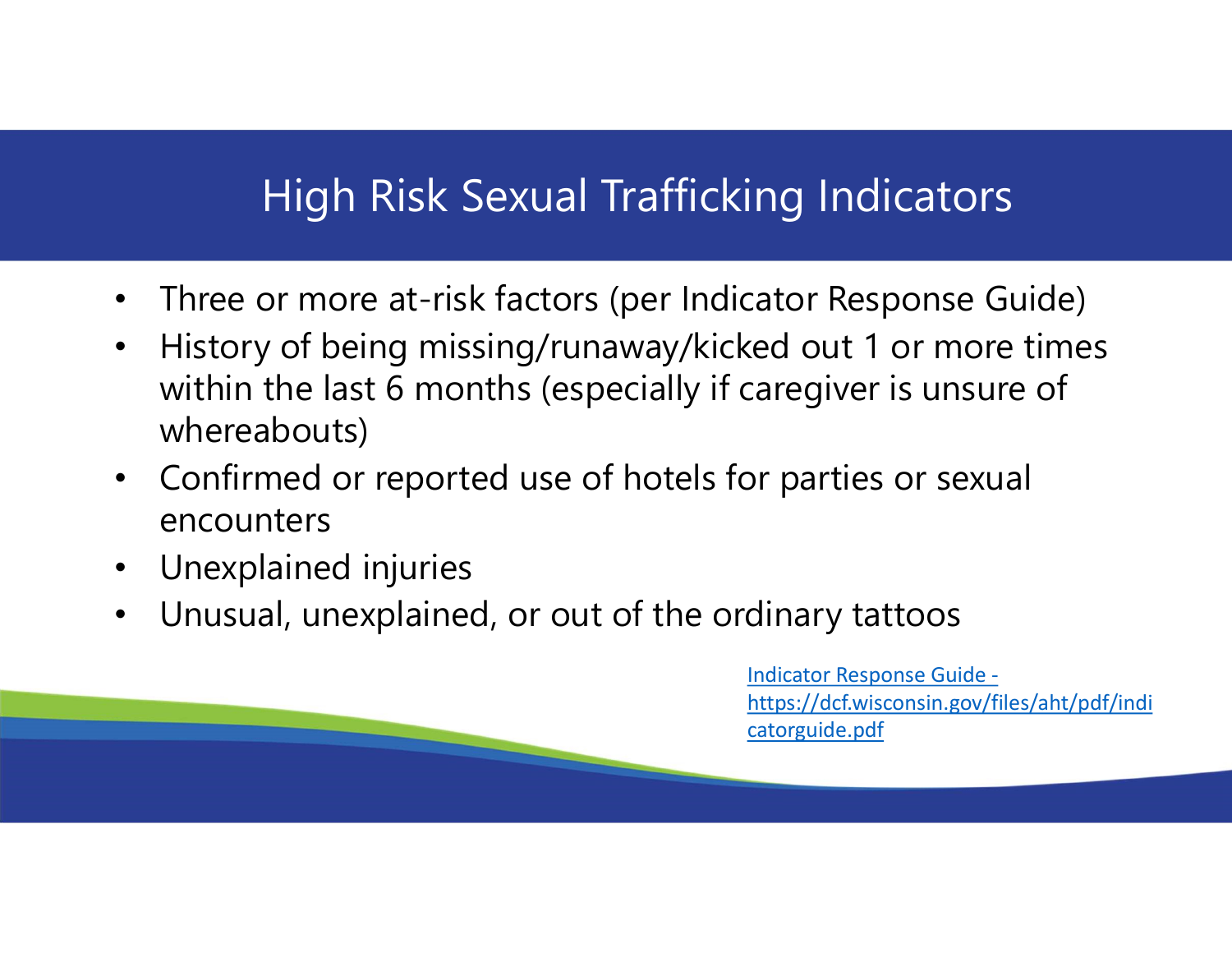# High Risk Sexual Trafficking Indicators

- Three or more at-risk factors (per Indicator Response Guide)
- History of being missing/runaway/kicked out 1 or more times within the last 6 months (especially if caregiver is unsure of whereabouts)
- Confirmed or reported use of hotels for parties or sexual encounters
- Unexplained injuries
- Unusual, unexplained, or out of the ordinary tattoos

[Indicator Response Guide - https://dcf.wisconsin.gov/files/aht/pdf/indicatorguide.pdf](https://dcf.wisconsin.gov/files/aht/pdf/indicatorguide.pdf)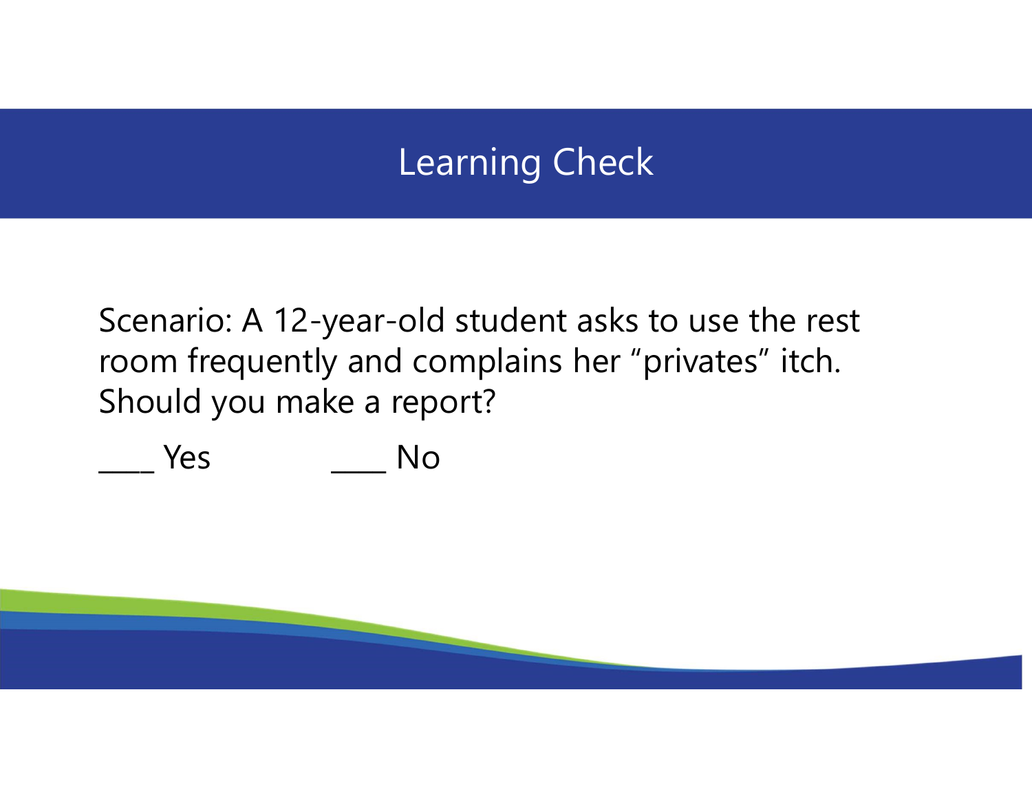# Learning Check

Scenario: A 12-year-old student asks to use the rest room frequently and complains her “privates” itch. Should you make a report?

____ Yes ____ No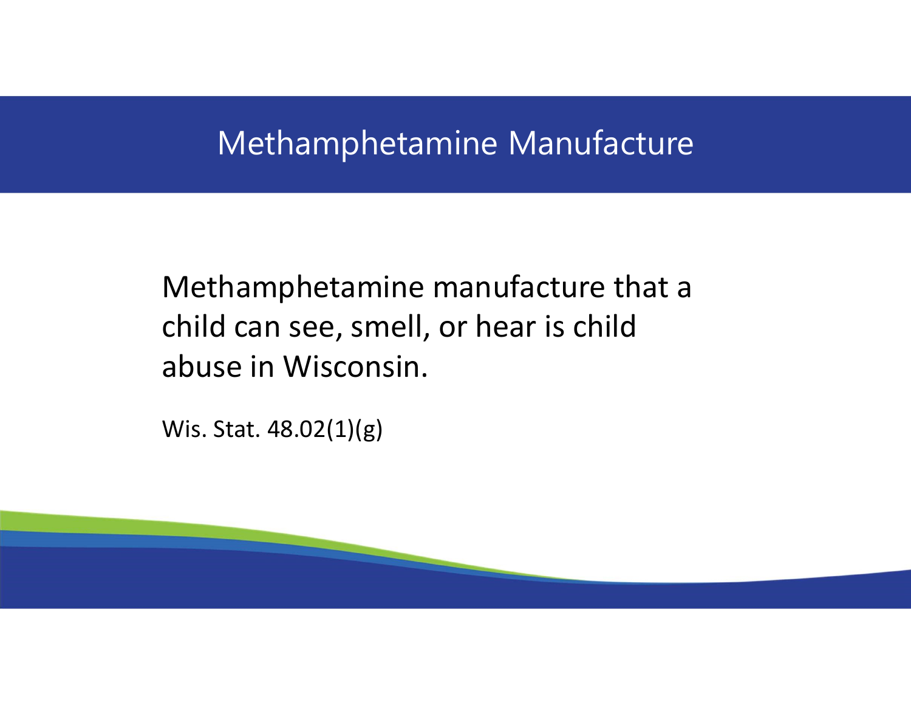# Methamphetamine Manufacture

Methamphetamine manufacture that a child can see, smell, or hear is child abuse in Wisconsin.

Wis. Stat. 48.02(1)(g)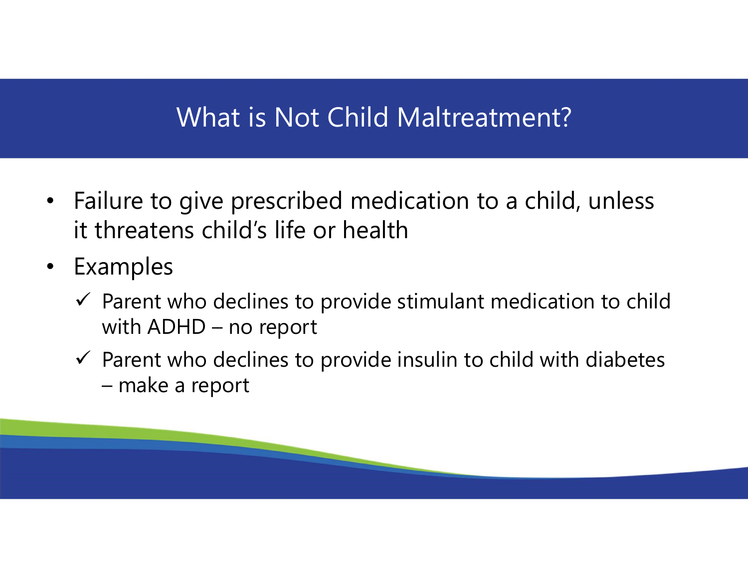# What is Not Child Maltreatment?

- Failure to give prescribed medication to a child, unless it threatens child's life or health
- Examples
  - ✓ Parent who declines to provide stimulant medication to child with ADHD – no report
  - ✓ Parent who declines to provide insulin to child with diabetes – make a report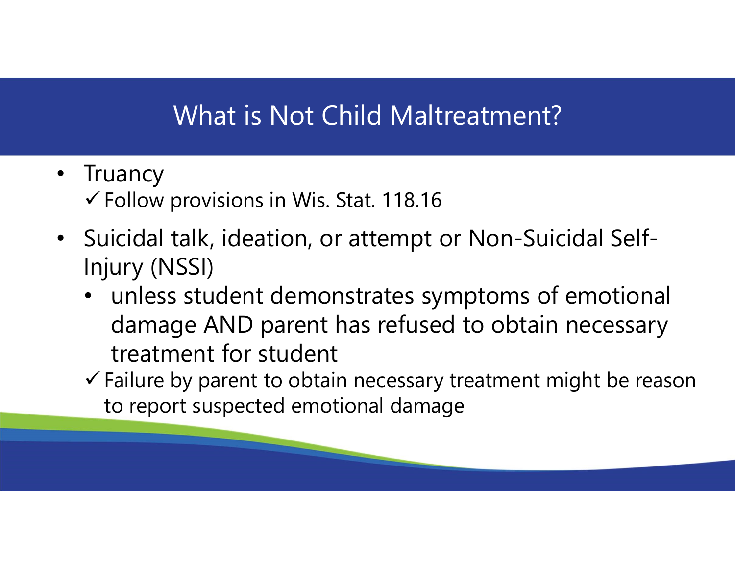# What is Not Child Maltreatment?

- Truancy
  - ✓ Follow provisions in Wis. Stat. 118.16
- Suicidal talk, ideation, or attempt or Non-Suicidal Self-Injury (NSSI)
  - unless student demonstrates symptoms of emotional damage AND parent has refused to obtain necessary treatment for student
  - ✓ Failure by parent to obtain necessary treatment might be reason to report suspected emotional damage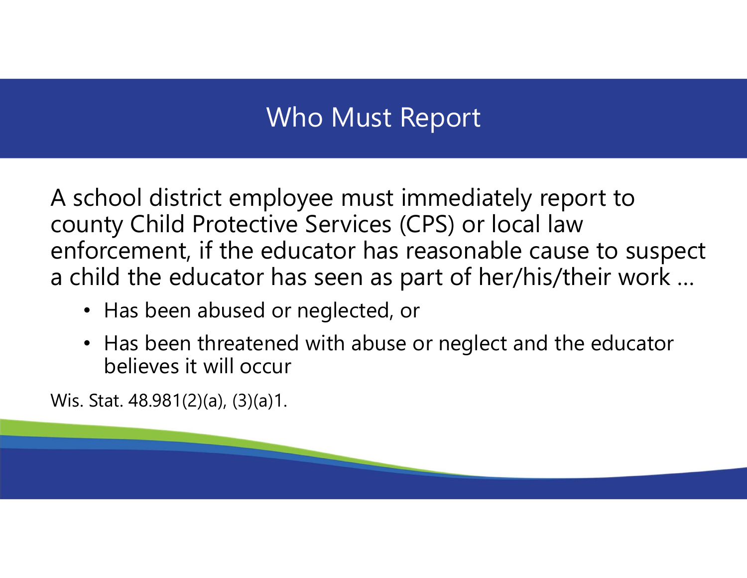# Who Must Report

A school district employee must immediately report to county Child Protective Services (CPS) or local law enforcement, if the educator has reasonable cause to suspect a child the educator has seen as part of her/his/their work …

- Has been abused or neglected, or
- Has been threatened with abuse or neglect and the educator believes it will occur

Wis. Stat. 48.981(2)(a), (3)(a)1.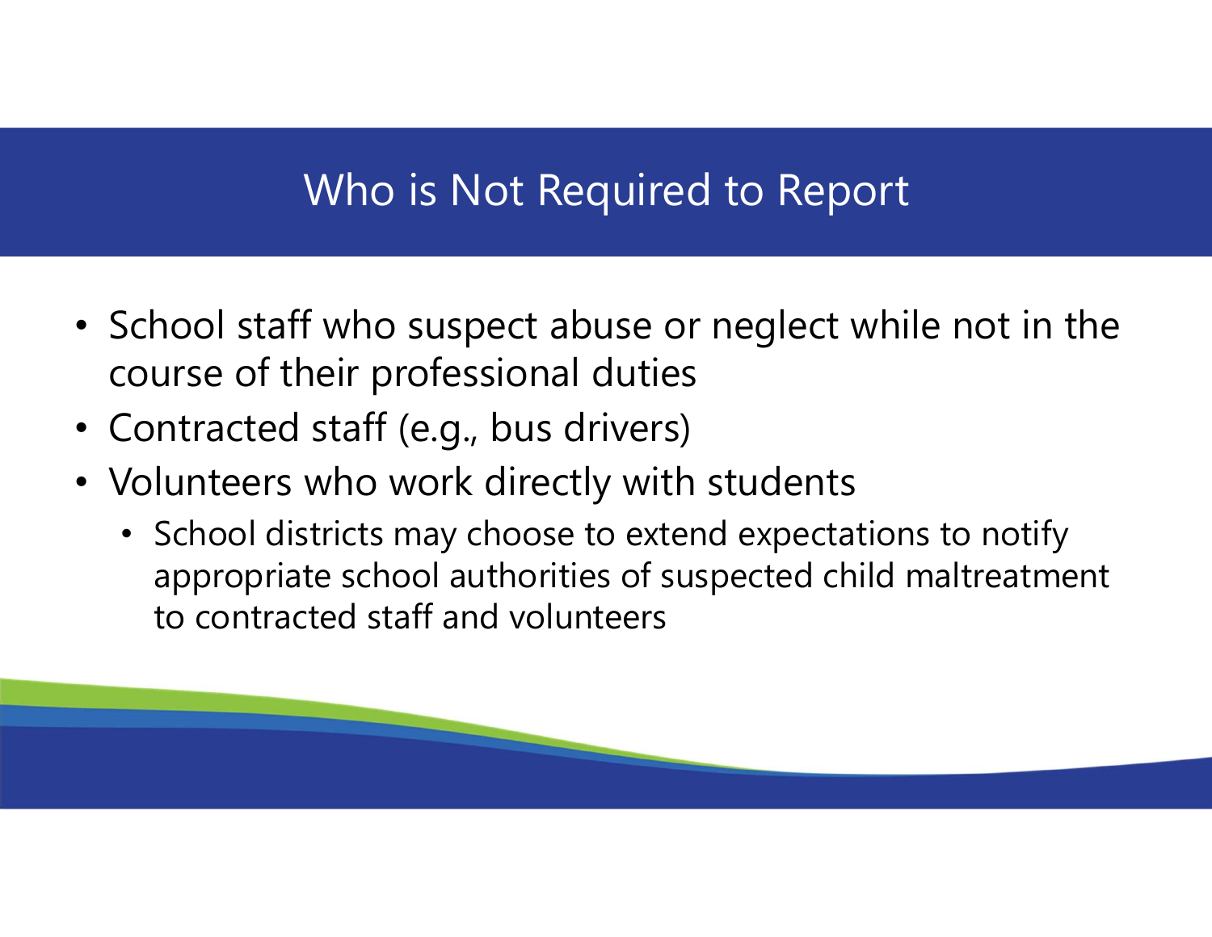# Who is Not Required to Report

- School staff who suspect abuse or neglect while not in the course of their professional duties
- Contracted staff (e.g., bus drivers)
- Volunteers who work directly with students
  - School districts may choose to extend expectations to notify appropriate school authorities of suspected child maltreatment to contracted staff and volunteers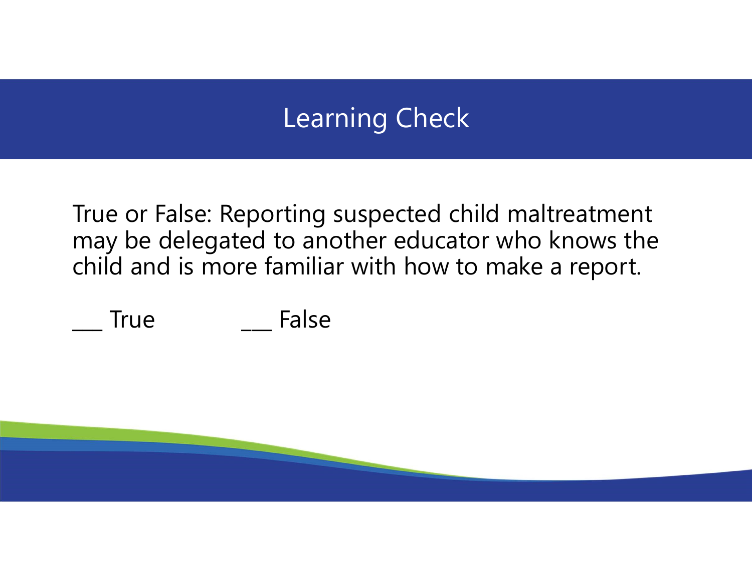# Learning Check

True or False: Reporting suspected child maltreatment may be delegated to another educator who knows the child and is more familiar with how to make a report.

___ True ___ False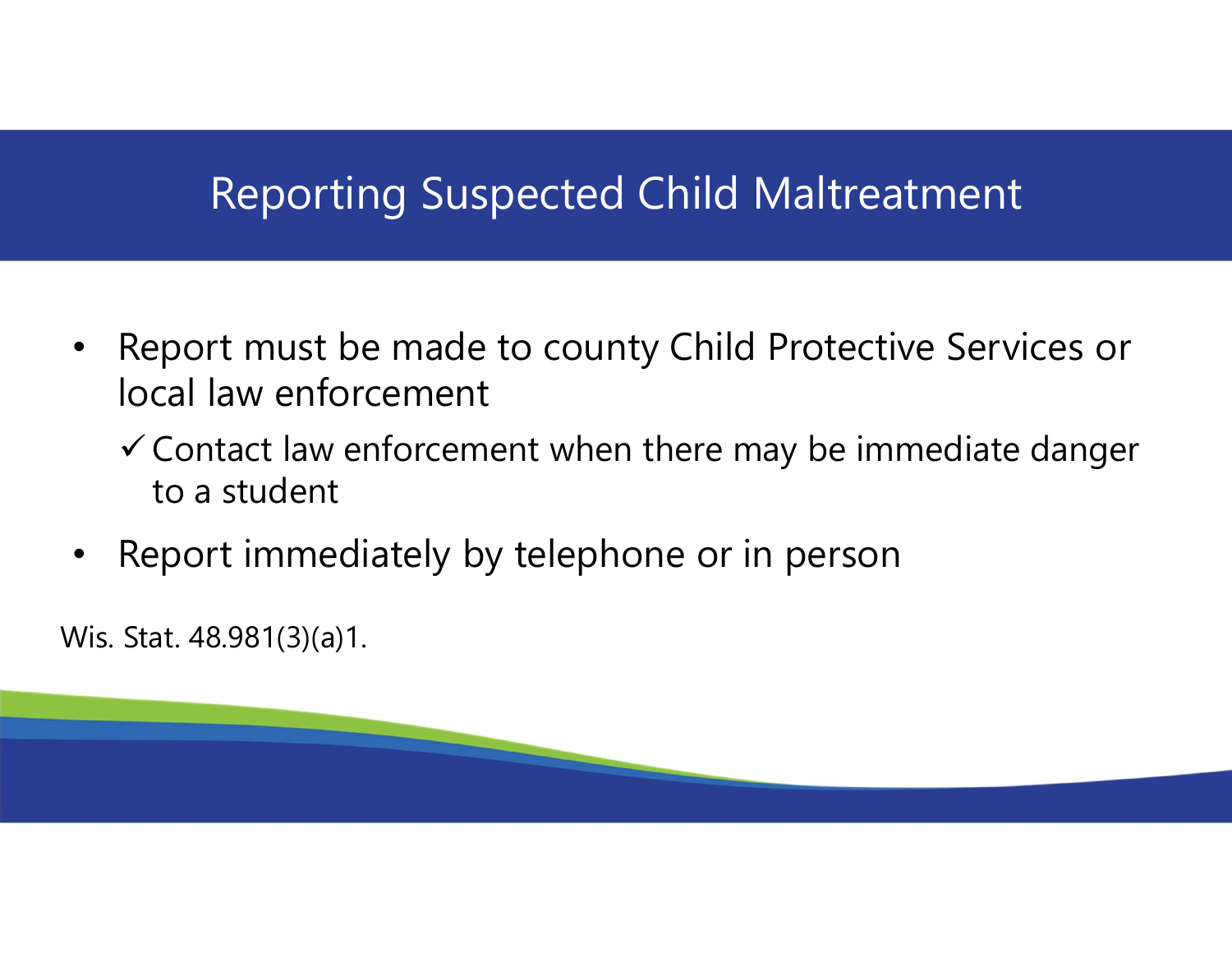# Reporting Suspected Child Maltreatment

- Report must be made to county Child Protective Services or local law enforcement
  - ✓ Contact law enforcement when there may be immediate danger to a student
- Report immediately by telephone or in person

Wis. Stat. 48.981(3)(a)1.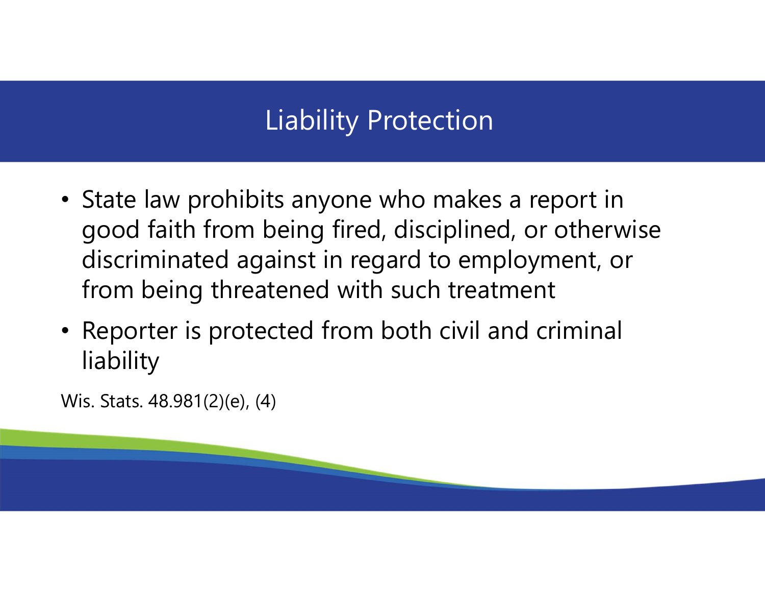# Liability Protection

- State law prohibits anyone who makes a report in good faith from being fired, disciplined, or otherwise discriminated against in regard to employment, or from being threatened with such treatment
- Reporter is protected from both civil and criminal liability

Wis. Stats. 48.981(2)(e), (4)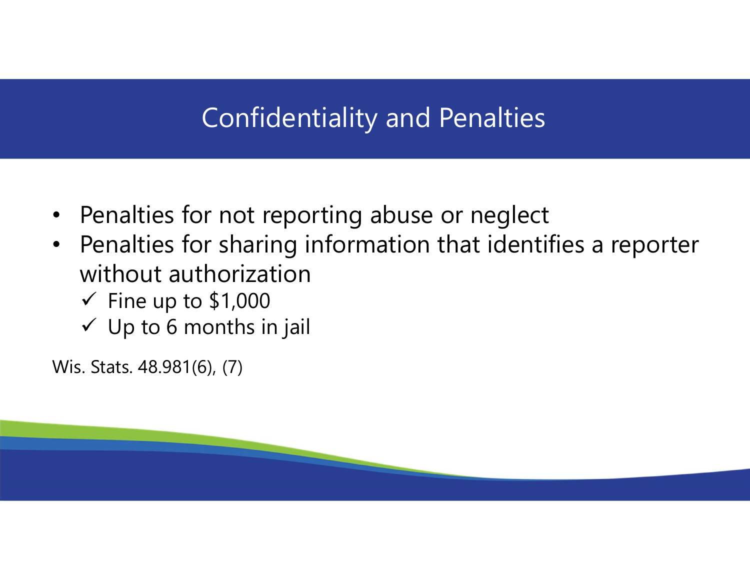# Confidentiality and Penalties

- Penalties for not reporting abuse or neglect
- Penalties for sharing information that identifies a reporter without authorization
  - ✓ Fine up to $1,000
  - ✓ Up to 6 months in jail

Wis. Stats. 48.981(6), (7)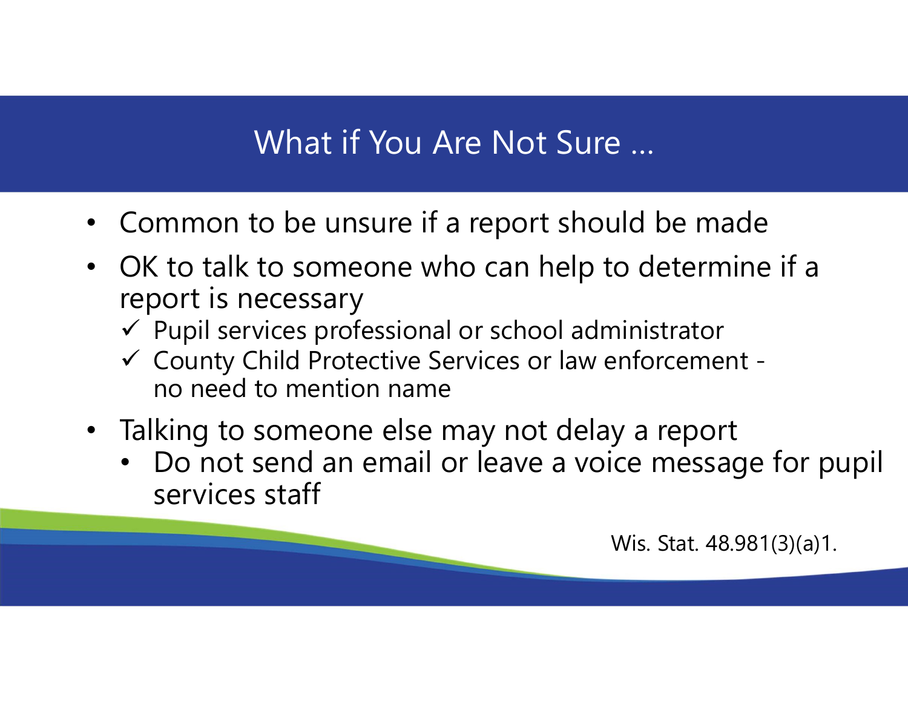# What if You Are Not Sure …

- Common to be unsure if a report should be made
- OK to talk to someone who can help to determine if a report is necessary
  - ✓ Pupil services professional or school administrator
  - ✓ County Child Protective Services or law enforcement - no need to mention name
- Talking to someone else may not delay a report
  - Do not send an email or leave a voice message for pupil services staff

Wis. Stat. 48.981(3)(a)1.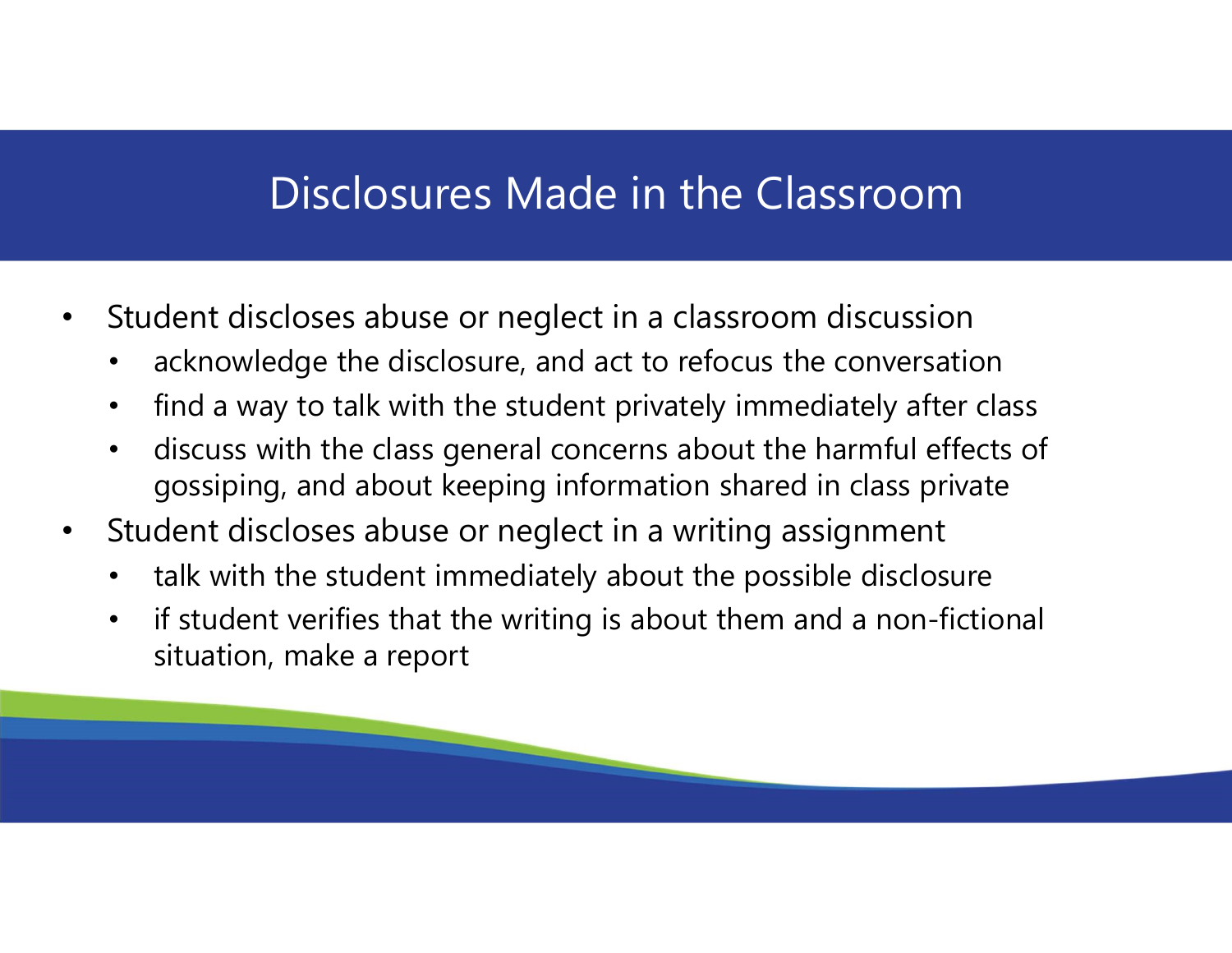# Disclosures Made in the Classroom

- Student discloses abuse or neglect in a classroom discussion
  - acknowledge the disclosure, and act to refocus the conversation
  - find a way to talk with the student privately immediately after class
  - discuss with the class general concerns about the harmful effects of gossiping, and about keeping information shared in class private
- Student discloses abuse or neglect in a writing assignment
  - talk with the student immediately about the possible disclosure
  - if student verifies that the writing is about them and a non-fictional situation, make a report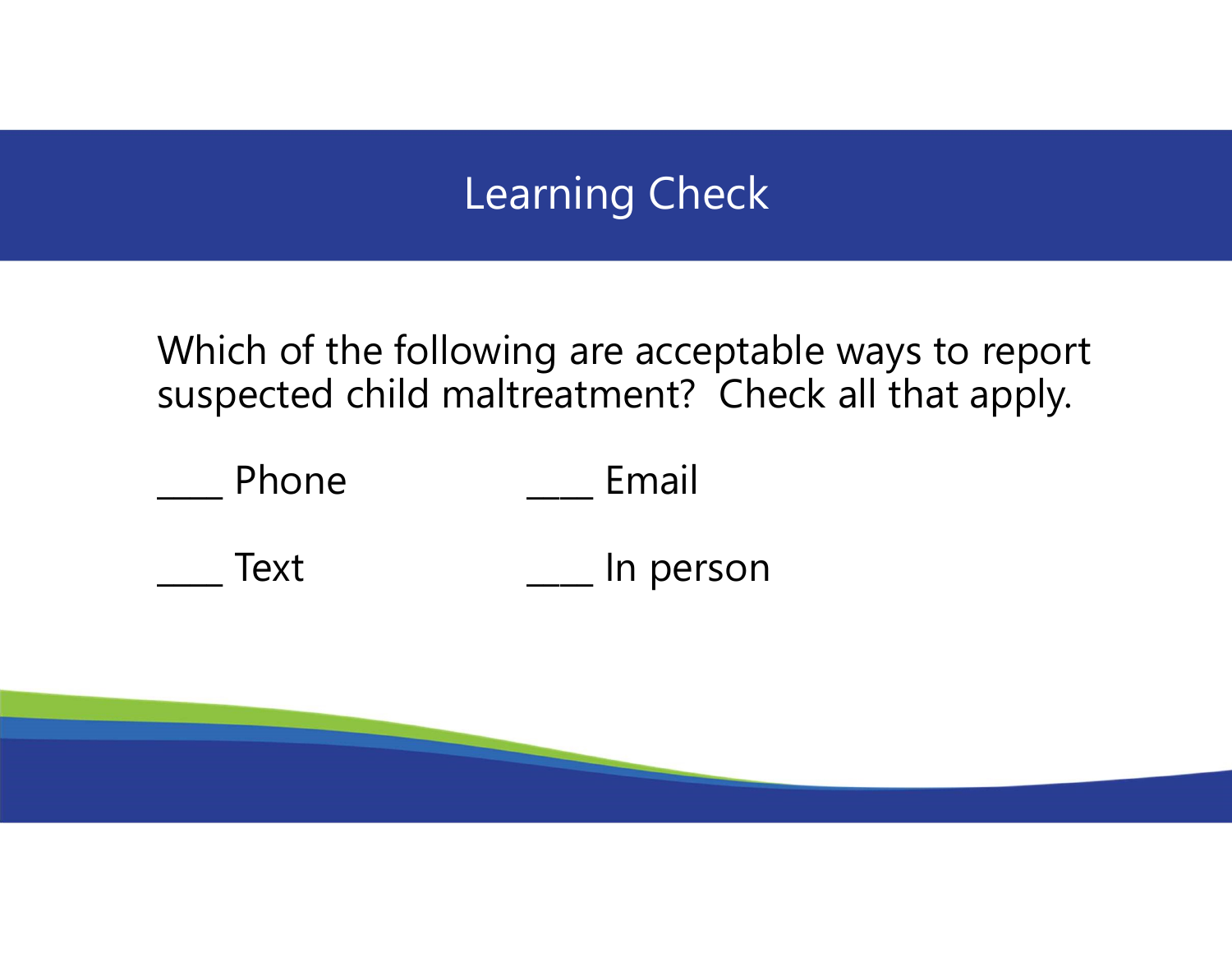# Learning Check

Which of the following are acceptable ways to report suspected child maltreatment? Check all that apply.

____ Phone

____ Email

____ Text

____ In person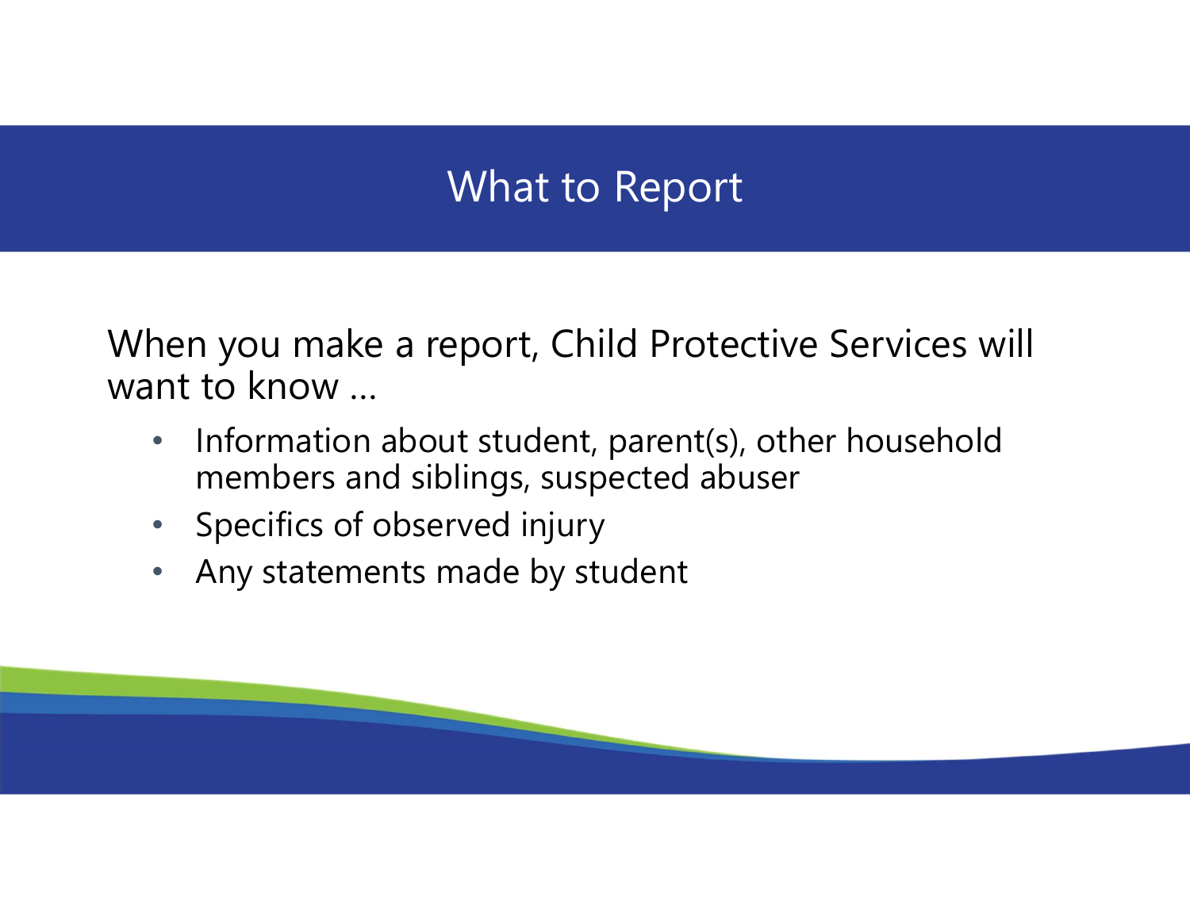# What to Report

When you make a report, Child Protective Services will want to know …

- Information about student, parent(s), other household members and siblings, suspected abuser
- Specifics of observed injury
- Any statements made by student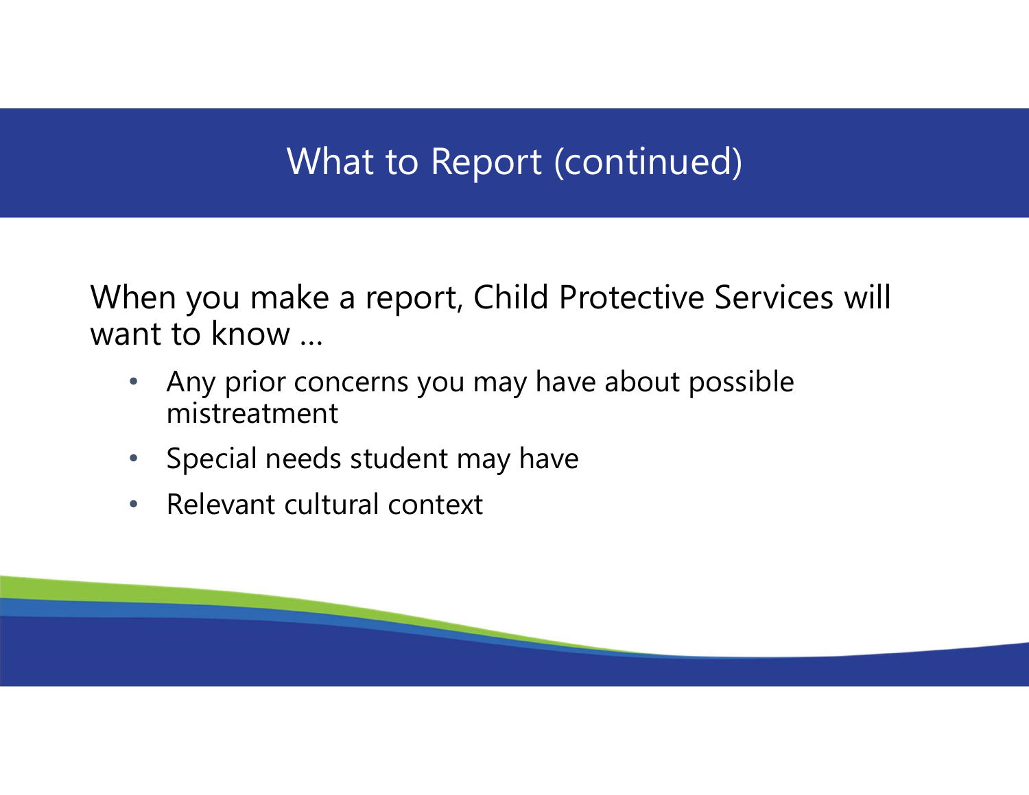# What to Report (continued)

When you make a report, Child Protective Services will want to know …

- Any prior concerns you may have about possible mistreatment
- Special needs student may have
- Relevant cultural context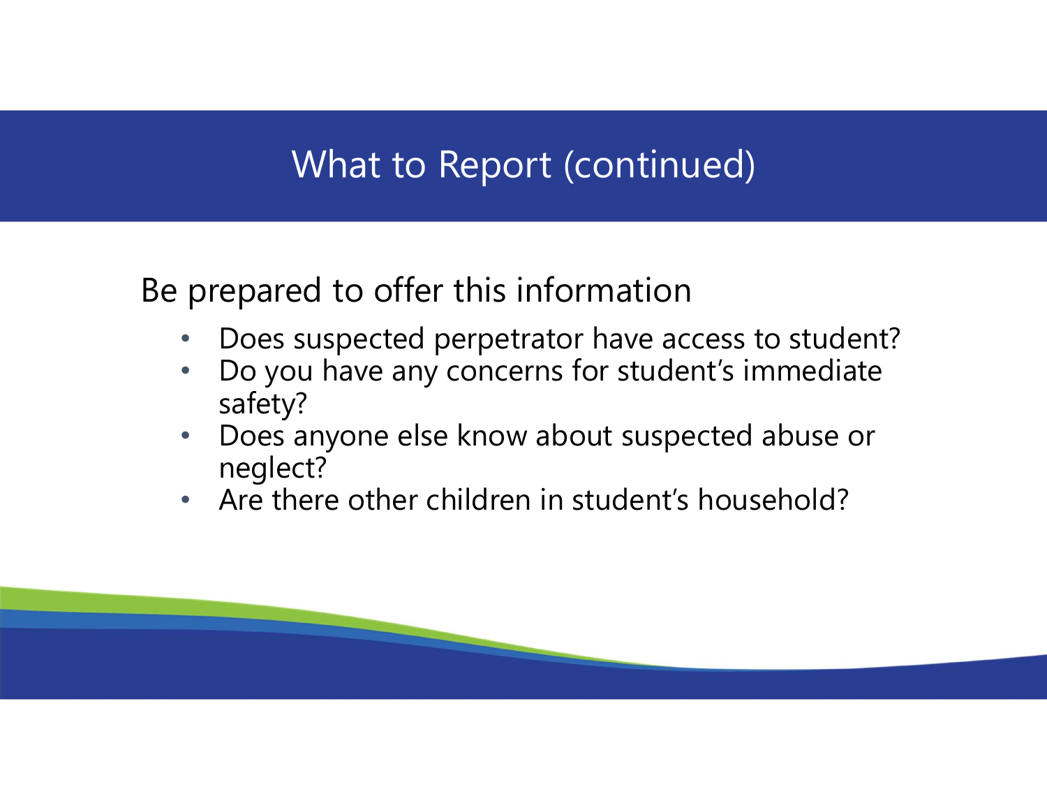# What to Report (continued)

Be prepared to offer this information

- Does suspected perpetrator have access to student?
- Do you have any concerns for student's immediate safety?
- Does anyone else know about suspected abuse or neglect?
- Are there other children in student's household?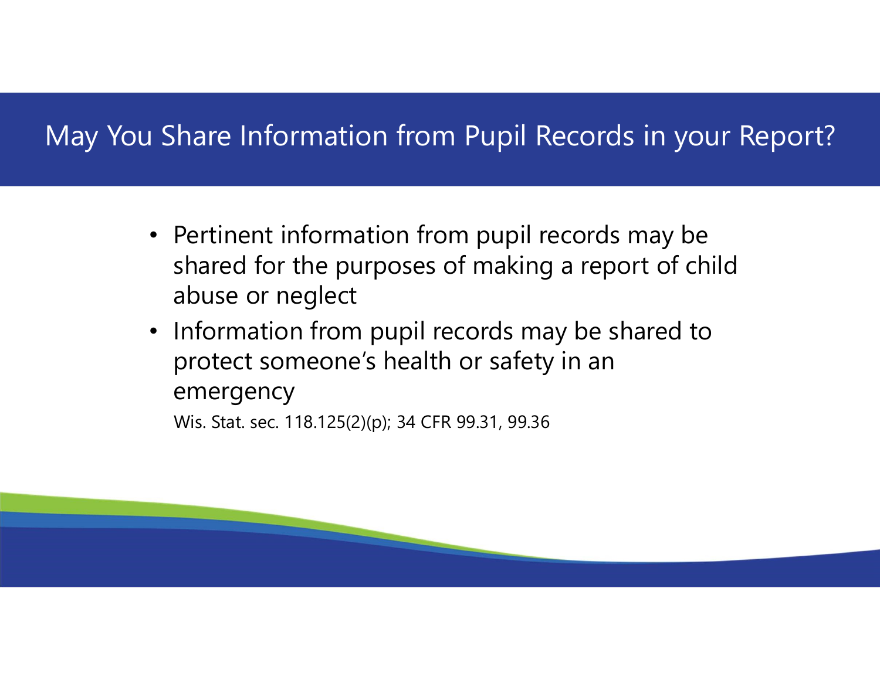# May You Share Information from Pupil Records in your Report?

- Pertinent information from pupil records may be shared for the purposes of making a report of child abuse or neglect
- Information from pupil records may be shared to protect someone's health or safety in an emergency

Wis. Stat. sec. 118.125(2)(p); 34 CFR 99.31, 99.36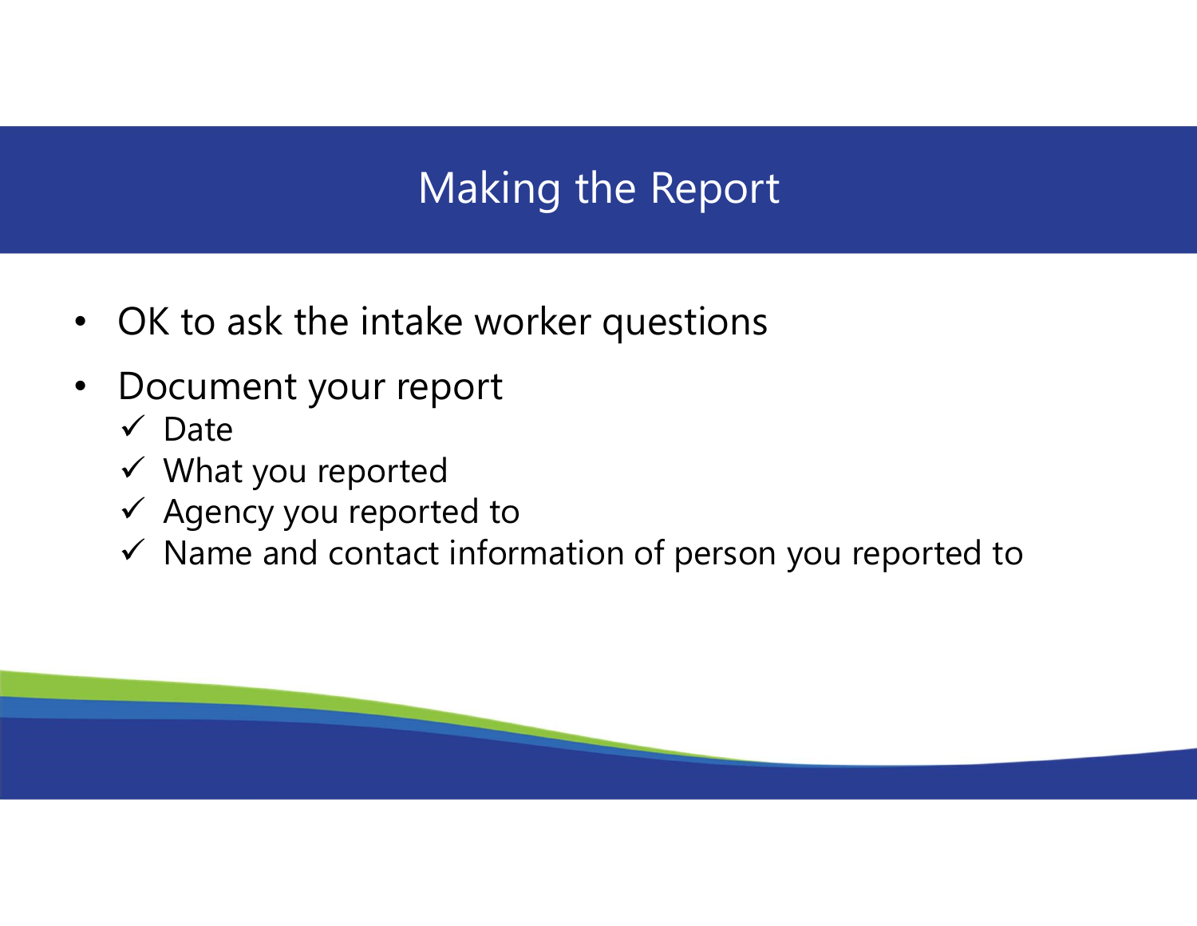# Making the Report

- OK to ask the intake worker questions
- Document your report
  - ✓ Date
  - ✓ What you reported
  - ✓ Agency you reported to
  - ✓ Name and contact information of person you reported to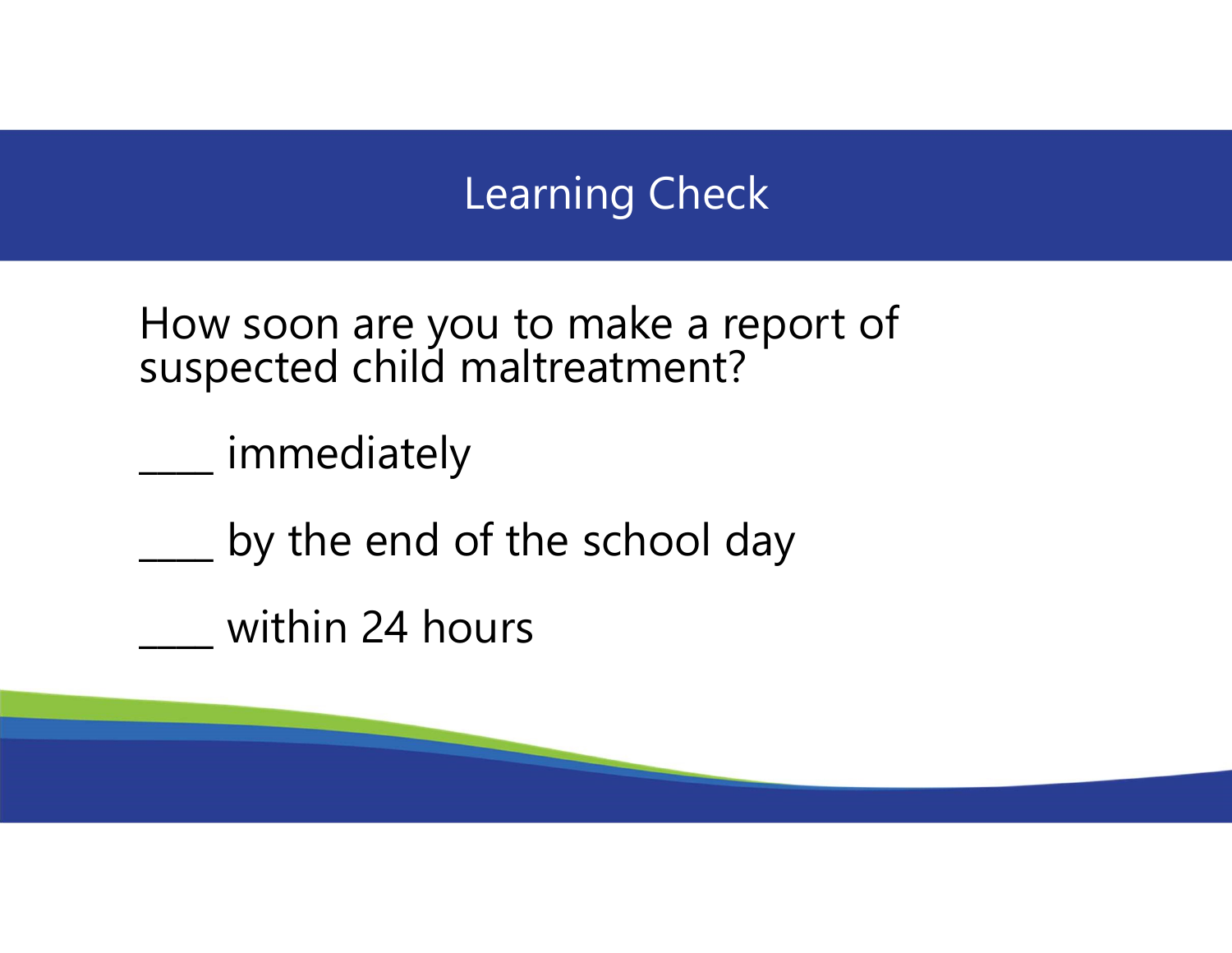# Learning Check

How soon are you to make a report of suspected child maltreatment?

____ immediately

____ by the end of the school day

____ within 24 hours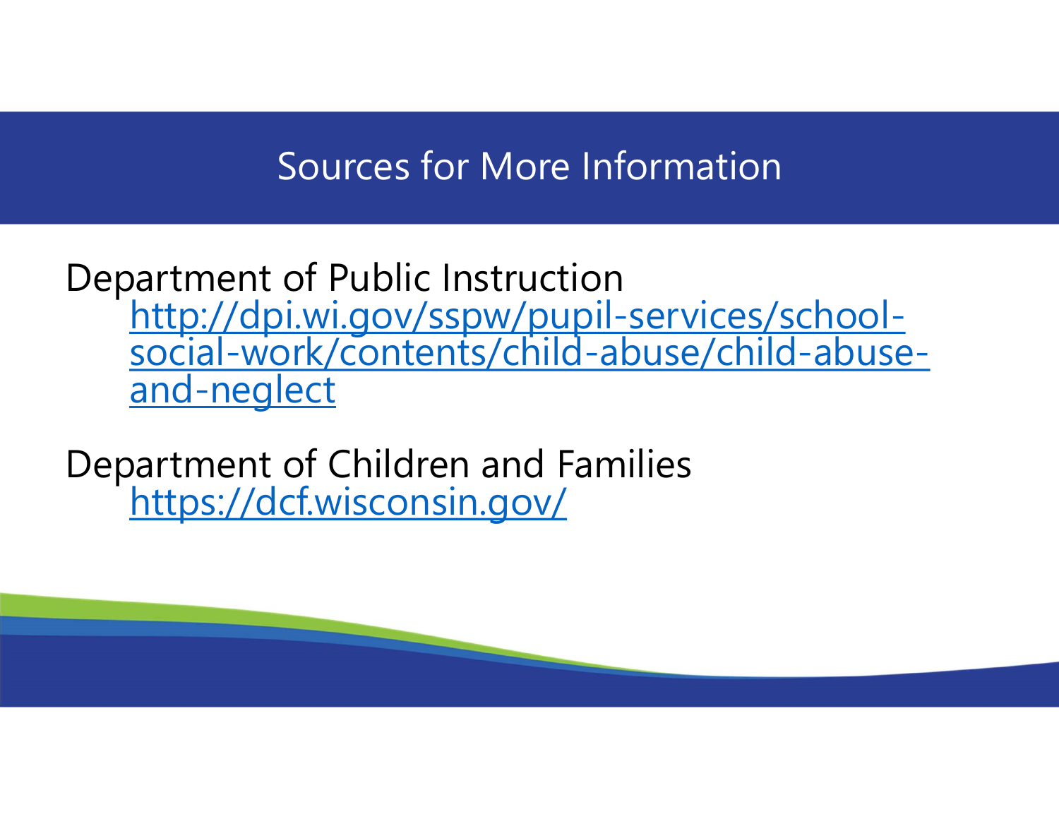# Sources for More Information

Department of Public Instruction

[http://dpi.wi.gov/sspw/pupil-services/school-social-work/contents/child-abuse/child-abuse-and-neglect](http://dpi.wi.gov/sspw/pupil-services/school-social-work/contents/child-abuse/child-abuse-and-neglect)

Department of Children and Families

[https://dcf.wisconsin.gov/](https://dcf.wisconsin.gov/)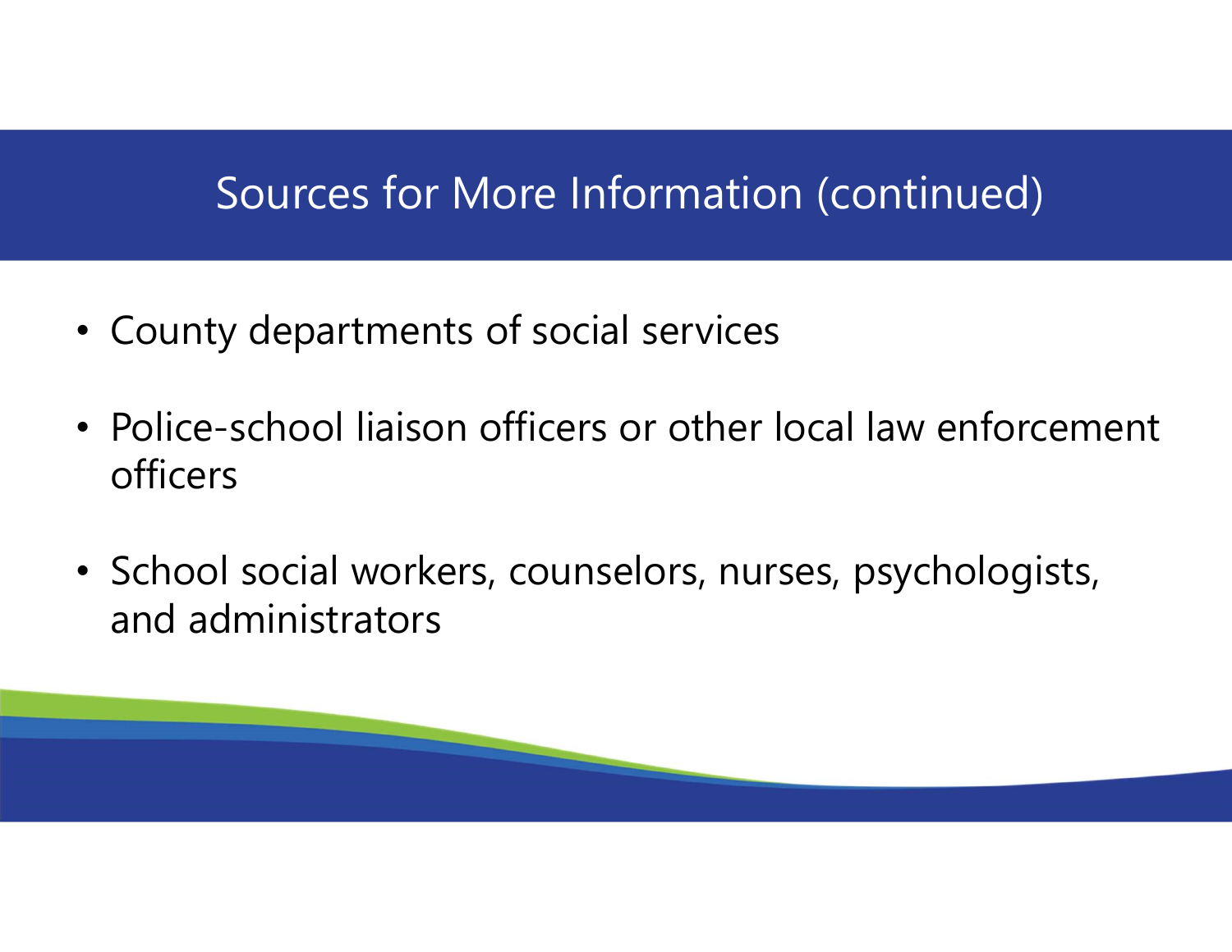# Sources for More Information (continued)

- County departments of social services
- Police-school liaison officers or other local law enforcement officers
- School social workers, counselors, nurses, psychologists, and administrators